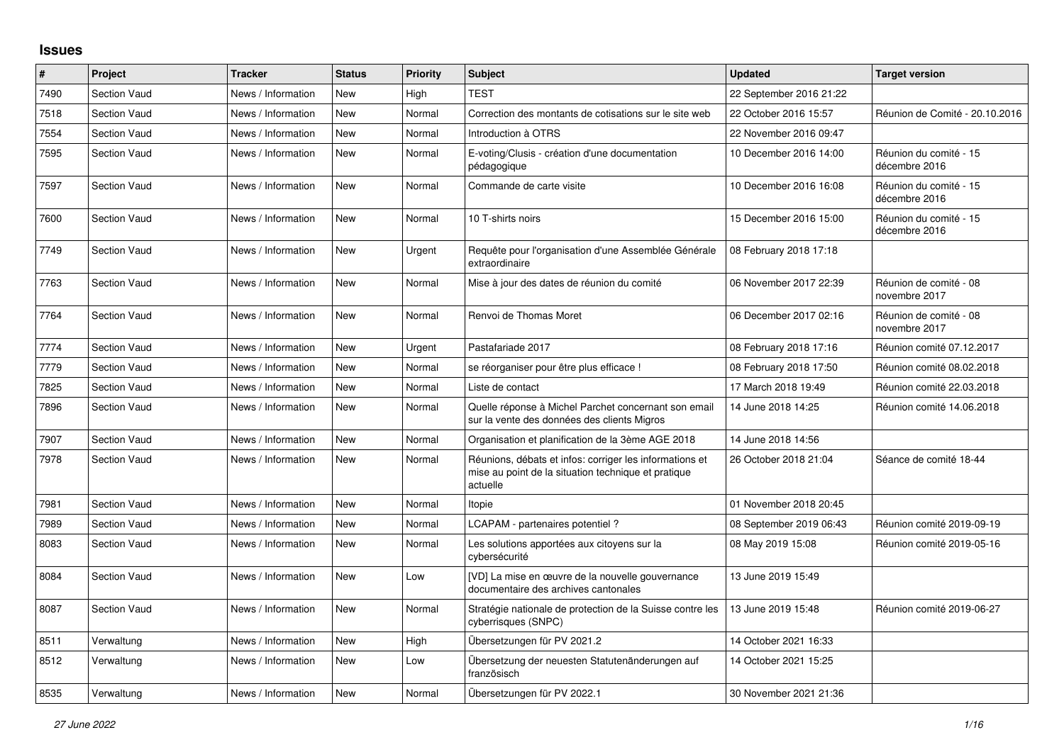# Issues

| # | Project | Tracker | Status | Priority | Subject | Updated | Target version |
|---|---|---|---|---|---|---|---|
| 7490 | Section Vaud | News / Information | New | High | TEST | 22 September 2016 21:22 | |
| 7518 | Section Vaud | News / Information | New | Normal | Correction des montants de cotisations sur le site web | 22 October 2016 15:57 | Réunion de Comité - 20.10.2016 |
| 7554 | Section Vaud | News / Information | New | Normal | Introduction à OTRS | 22 November 2016 09:47 | |
| 7595 | Section Vaud | News / Information | New | Normal | E-voting/Clusis - création d'une documentation pédagogique | 10 December 2016 14:00 | Réunion du comité - 15 décembre 2016 |
| 7597 | Section Vaud | News / Information | New | Normal | Commande de carte visite | 10 December 2016 16:08 | Réunion du comité - 15 décembre 2016 |
| 7600 | Section Vaud | News / Information | New | Normal | 10 T-shirts noirs | 15 December 2016 15:00 | Réunion du comité - 15 décembre 2016 |
| 7749 | Section Vaud | News / Information | New | Urgent | Requête pour l'organisation d'une Assemblée Générale extraordinaire | 08 February 2018 17:18 | |
| 7763 | Section Vaud | News / Information | New | Normal | Mise à jour des dates de réunion du comité | 06 November 2017 22:39 | Réunion de comité - 08 novembre 2017 |
| 7764 | Section Vaud | News / Information | New | Normal | Renvoi de Thomas Moret | 06 December 2017 02:16 | Réunion de comité - 08 novembre 2017 |
| 7774 | Section Vaud | News / Information | New | Urgent | Pastafariade 2017 | 08 February 2018 17:16 | Réunion comité 07.12.2017 |
| 7779 | Section Vaud | News / Information | New | Normal | se réorganiser pour être plus efficace ! | 08 February 2018 17:50 | Réunion comité 08.02.2018 |
| 7825 | Section Vaud | News / Information | New | Normal | Liste de contact | 17 March 2018 19:49 | Réunion comité 22.03.2018 |
| 7896 | Section Vaud | News / Information | New | Normal | Quelle réponse à Michel Parchet concernant son email sur la vente des données des clients Migros | 14 June 2018 14:25 | Réunion comité 14.06.2018 |
| 7907 | Section Vaud | News / Information | New | Normal | Organisation et planification de la 3ème AGE 2018 | 14 June 2018 14:56 | |
| 7978 | Section Vaud | News / Information | New | Normal | Réunions, débats et infos: corriger les informations et mise au point de la situation technique et pratique actuelle | 26 October 2018 21:04 | Séance de comité 18-44 |
| 7981 | Section Vaud | News / Information | New | Normal | Itopie | 01 November 2018 20:45 | |
| 7989 | Section Vaud | News / Information | New | Normal | LCAPAM - partenaires potentiel ? | 08 September 2019 06:43 | Réunion comité 2019-09-19 |
| 8083 | Section Vaud | News / Information | New | Normal | Les solutions apportées aux citoyens sur la cybersécurité | 08 May 2019 15:08 | Réunion comité 2019-05-16 |
| 8084 | Section Vaud | News / Information | New | Low | [VD] La mise en œuvre de la nouvelle gouvernance documentaire des archives cantonales | 13 June 2019 15:49 | |
| 8087 | Section Vaud | News / Information | New | Normal | Stratégie nationale de protection de la Suisse contre les cyberrisques (SNPC) | 13 June 2019 15:48 | Réunion comité 2019-06-27 |
| 8511 | Verwaltung | News / Information | New | High | Übersetzungen für PV 2021.2 | 14 October 2021 16:33 | |
| 8512 | Verwaltung | News / Information | New | Low | Übersetzung der neuesten Statutenänderungen auf französisch | 14 October 2021 15:25 | |
| 8535 | Verwaltung | News / Information | New | Normal | Übersetzungen für PV 2022.1 | 30 November 2021 21:36 | |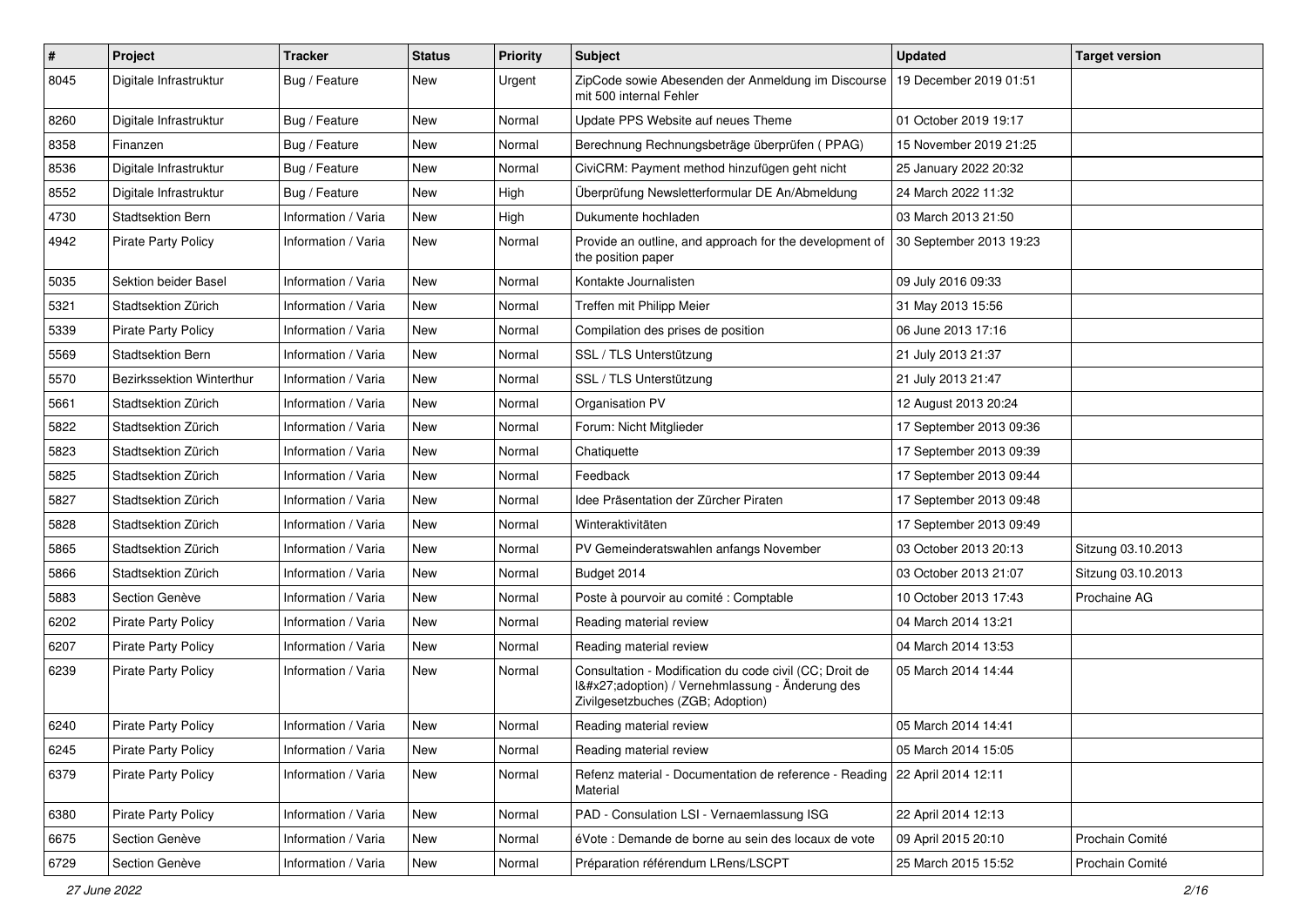| # | Project | Tracker | Status | Priority | Subject | Updated | Target version |
|---|---|---|---|---|---|---|---|
| 8045 | Digitale Infrastruktur | Bug / Feature | New | Urgent | ZipCode sowie Abesenden der Anmeldung im Discourse mit 500 internal Fehler | 19 December 2019 01:51 | |
| 8260 | Digitale Infrastruktur | Bug / Feature | New | Normal | Update PPS Website auf neues Theme | 01 October 2019 19:17 | |
| 8358 | Finanzen | Bug / Feature | New | Normal | Berechnung Rechnungsbeträge überprüfen ( PPAG) | 15 November 2019 21:25 | |
| 8536 | Digitale Infrastruktur | Bug / Feature | New | Normal | CiviCRM: Payment method hinzufügen geht nicht | 25 January 2022 20:32 | |
| 8552 | Digitale Infrastruktur | Bug / Feature | New | High | Überprüfung Newsletterformular DE An/Abmeldung | 24 March 2022 11:32 | |
| 4730 | Stadtsektion Bern | Information / Varia | New | High | Dukumente hochladen | 03 March 2013 21:50 | |
| 4942 | Pirate Party Policy | Information / Varia | New | Normal | Provide an outline, and approach for the development of the position paper | 30 September 2013 19:23 | |
| 5035 | Sektion beider Basel | Information / Varia | New | Normal | Kontakte Journalisten | 09 July 2016 09:33 | |
| 5321 | Stadtsektion Zürich | Information / Varia | New | Normal | Treffen mit Philipp Meier | 31 May 2013 15:56 | |
| 5339 | Pirate Party Policy | Information / Varia | New | Normal | Compilation des prises de position | 06 June 2013 17:16 | |
| 5569 | Stadtsektion Bern | Information / Varia | New | Normal | SSL / TLS Unterstützung | 21 July 2013 21:37 | |
| 5570 | Bezirkssektion Winterthur | Information / Varia | New | Normal | SSL / TLS Unterstützung | 21 July 2013 21:47 | |
| 5661 | Stadtsektion Zürich | Information / Varia | New | Normal | Organisation PV | 12 August 2013 20:24 | |
| 5822 | Stadtsektion Zürich | Information / Varia | New | Normal | Forum: Nicht Mitglieder | 17 September 2013 09:36 | |
| 5823 | Stadtsektion Zürich | Information / Varia | New | Normal | Chatiquette | 17 September 2013 09:39 | |
| 5825 | Stadtsektion Zürich | Information / Varia | New | Normal | Feedback | 17 September 2013 09:44 | |
| 5827 | Stadtsektion Zürich | Information / Varia | New | Normal | Idee Präsentation der Zürcher Piraten | 17 September 2013 09:48 | |
| 5828 | Stadtsektion Zürich | Information / Varia | New | Normal | Winteraktivitäten | 17 September 2013 09:49 | |
| 5865 | Stadtsektion Zürich | Information / Varia | New | Normal | PV Gemeinderatswahlen anfangs November | 03 October 2013 20:13 | Sitzung 03.10.2013 |
| 5866 | Stadtsektion Zürich | Information / Varia | New | Normal | Budget 2014 | 03 October 2013 21:07 | Sitzung 03.10.2013 |
| 5883 | Section Genève | Information / Varia | New | Normal | Poste à pourvoir au comité : Comptable | 10 October 2013 17:43 | Prochaine AG |
| 6202 | Pirate Party Policy | Information / Varia | New | Normal | Reading material review | 04 March 2014 13:21 | |
| 6207 | Pirate Party Policy | Information / Varia | New | Normal | Reading material review | 04 March 2014 13:53 | |
| 6239 | Pirate Party Policy | Information / Varia | New | Normal | Consultation - Modification du code civil (CC; Droit de l&#x27;adoption) / Vernehmlassung - Änderung des Zivilgesetzbuches (ZGB; Adoption) | 05 March 2014 14:44 | |
| 6240 | Pirate Party Policy | Information / Varia | New | Normal | Reading material review | 05 March 2014 14:41 | |
| 6245 | Pirate Party Policy | Information / Varia | New | Normal | Reading material review | 05 March 2014 15:05 | |
| 6379 | Pirate Party Policy | Information / Varia | New | Normal | Refenz material - Documentation de reference - Reading Material | 22 April 2014 12:11 | |
| 6380 | Pirate Party Policy | Information / Varia | New | Normal | PAD - Consulation LSI - Vernaemlassung ISG | 22 April 2014 12:13 | |
| 6675 | Section Genève | Information / Varia | New | Normal | éVote : Demande de borne au sein des locaux de vote | 09 April 2015 20:10 | Prochain Comité |
| 6729 | Section Genève | Information / Varia | New | Normal | Préparation référendum LRens/LSCPT | 25 March 2015 15:52 | Prochain Comité |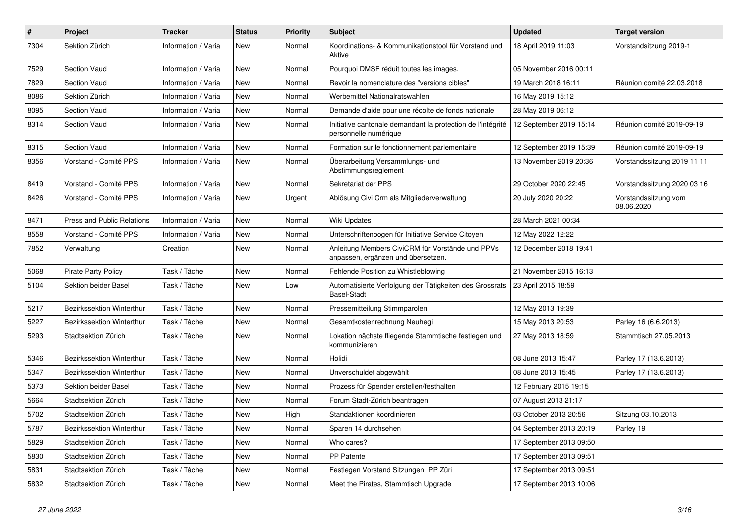| # | Project | Tracker | Status | Priority | Subject | Updated | Target version |
|---|---|---|---|---|---|---|---|
| 7304 | Sektion Zürich | Information / Varia | New | Normal | Koordinations- & Kommunikationstool für Vorstand und Aktive | 18 April 2019 11:03 | Vorstandsitzung 2019-1 |
| 7529 | Section Vaud | Information / Varia | New | Normal | Pourquoi DMSF réduit toutes les images. | 05 November 2016 00:11 | |
| 7829 | Section Vaud | Information / Varia | New | Normal | Revoir la nomenclature des "versions cibles" | 19 March 2018 16:11 | Réunion comité 22.03.2018 |
| 8086 | Sektion Zürich | Information / Varia | New | Normal | Werbemittel Nationalratswahlen | 16 May 2019 15:12 | |
| 8095 | Section Vaud | Information / Varia | New | Normal | Demande d'aide pour une récolte de fonds nationale | 28 May 2019 06:12 | |
| 8314 | Section Vaud | Information / Varia | New | Normal | Initiative cantonale demandant la protection de l'intégrité personnelle numérique | 12 September 2019 15:14 | Réunion comité 2019-09-19 |
| 8315 | Section Vaud | Information / Varia | New | Normal | Formation sur le fonctionnement parlementaire | 12 September 2019 15:39 | Réunion comité 2019-09-19 |
| 8356 | Vorstand - Comité PPS | Information / Varia | New | Normal | Überarbeitung Versammlungs- und Abstimmungsreglement | 13 November 2019 20:36 | Vorstandssitzung 2019 11 11 |
| 8419 | Vorstand - Comité PPS | Information / Varia | New | Normal | Sekretariat der PPS | 29 October 2020 22:45 | Vorstandssitzung 2020 03 16 |
| 8426 | Vorstand - Comité PPS | Information / Varia | New | Urgent | Ablösung Civi Crm als Mitgliederverwaltung | 20 July 2020 20:22 | Vorstandssitzung vom 08.06.2020 |
| 8471 | Press and Public Relations | Information / Varia | New | Normal | Wiki Updates | 28 March 2021 00:34 | |
| 8558 | Vorstand - Comité PPS | Information / Varia | New | Normal | Unterschriftenbogen für Initiative Service Citoyen | 12 May 2022 12:22 | |
| 7852 | Verwaltung | Creation | New | Normal | Anleitung Members CiviCRM für Vorstände und PPVs anpassen, ergänzen und übersetzen. | 12 December 2018 19:41 | |
| 5068 | Pirate Party Policy | Task / Tâche | New | Normal | Fehlende Position zu Whistleblowing | 21 November 2015 16:13 | |
| 5104 | Sektion beider Basel | Task / Tâche | New | Low | Automatisierte Verfolgung der Tätigkeiten des Grossrats Basel-Stadt | 23 April 2015 18:59 | |
| 5217 | Bezirkssektion Winterthur | Task / Tâche | New | Normal | Pressemitteilung Stimmparolen | 12 May 2013 19:39 | |
| 5227 | Bezirkssektion Winterthur | Task / Tâche | New | Normal | Gesamtkostenrechnung Neuhegi | 15 May 2013 20:53 | Parley 16 (6.6.2013) |
| 5293 | Stadtsektion Zürich | Task / Tâche | New | Normal | Lokation nächste fliegende Stammtische festlegen und kommunizieren | 27 May 2013 18:59 | Stammtisch 27.05.2013 |
| 5346 | Bezirkssektion Winterthur | Task / Tâche | New | Normal | Holidi | 08 June 2013 15:47 | Parley 17 (13.6.2013) |
| 5347 | Bezirkssektion Winterthur | Task / Tâche | New | Normal | Unverschuldet abgewählt | 08 June 2013 15:45 | Parley 17 (13.6.2013) |
| 5373 | Sektion beider Basel | Task / Tâche | New | Normal | Prozess für Spender erstellen/festhalten | 12 February 2015 19:15 | |
| 5664 | Stadtsektion Zürich | Task / Tâche | New | Normal | Forum Stadt-Zürich beantragen | 07 August 2013 21:17 | |
| 5702 | Stadtsektion Zürich | Task / Tâche | New | High | Standaktionen koordinieren | 03 October 2013 20:56 | Sitzung 03.10.2013 |
| 5787 | Bezirkssektion Winterthur | Task / Tâche | New | Normal | Sparen 14 durchsehen | 04 September 2013 20:19 | Parley 19 |
| 5829 | Stadtsektion Zürich | Task / Tâche | New | Normal | Who cares? | 17 September 2013 09:50 | |
| 5830 | Stadtsektion Zürich | Task / Tâche | New | Normal | PP Patente | 17 September 2013 09:51 | |
| 5831 | Stadtsektion Zürich | Task / Tâche | New | Normal | Festlegen Vorstand Sitzungen PP Züri | 17 September 2013 09:51 | |
| 5832 | Stadtsektion Zürich | Task / Tâche | New | Normal | Meet the Pirates, Stammtisch Upgrade | 17 September 2013 10:06 | |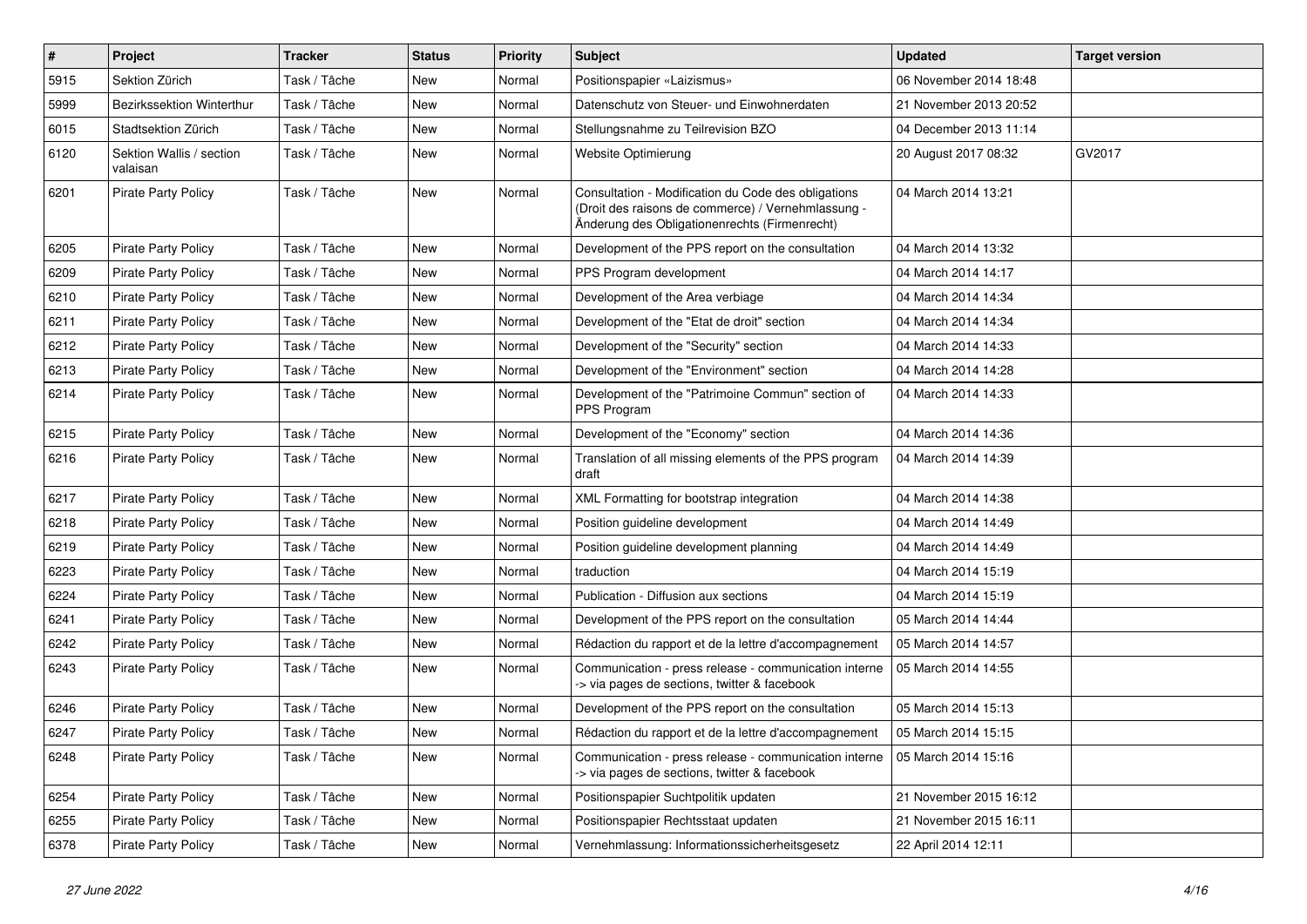| # | Project | Tracker | Status | Priority | Subject | Updated | Target version |
|---|---|---|---|---|---|---|---|
| 5915 | Sektion Zürich | Task / Tâche | New | Normal | Positionspapier «Laizismus» | 06 November 2014 18:48 | |
| 5999 | Bezirkssektion Winterthur | Task / Tâche | New | Normal | Datenschutz von Steuer- und Einwohnerdaten | 21 November 2013 20:52 | |
| 6015 | Stadtsektion Zürich | Task / Tâche | New | Normal | Stellungsnahme zu Teilrevision BZO | 04 December 2013 11:14 | |
| 6120 | Sektion Wallis / section valaisan | Task / Tâche | New | Normal | Website Optimierung | 20 August 2017 08:32 | GV2017 |
| 6201 | Pirate Party Policy | Task / Tâche | New | Normal | Consultation - Modification du Code des obligations (Droit des raisons de commerce) / Vernehmlassung - Änderung des Obligationenrechts (Firmenrecht) | 04 March 2014 13:21 | |
| 6205 | Pirate Party Policy | Task / Tâche | New | Normal | Development of the PPS report on the consultation | 04 March 2014 13:32 | |
| 6209 | Pirate Party Policy | Task / Tâche | New | Normal | PPS Program development | 04 March 2014 14:17 | |
| 6210 | Pirate Party Policy | Task / Tâche | New | Normal | Development of the Area verbiage | 04 March 2014 14:34 | |
| 6211 | Pirate Party Policy | Task / Tâche | New | Normal | Development of the "Etat de droit" section | 04 March 2014 14:34 | |
| 6212 | Pirate Party Policy | Task / Tâche | New | Normal | Development of the "Security" section | 04 March 2014 14:33 | |
| 6213 | Pirate Party Policy | Task / Tâche | New | Normal | Development of the "Environment" section | 04 March 2014 14:28 | |
| 6214 | Pirate Party Policy | Task / Tâche | New | Normal | Development of the "Patrimoine Commun" section of PPS Program | 04 March 2014 14:33 | |
| 6215 | Pirate Party Policy | Task / Tâche | New | Normal | Development of the "Economy" section | 04 March 2014 14:36 | |
| 6216 | Pirate Party Policy | Task / Tâche | New | Normal | Translation of all missing elements of the PPS program draft | 04 March 2014 14:39 | |
| 6217 | Pirate Party Policy | Task / Tâche | New | Normal | XML Formatting for bootstrap integration | 04 March 2014 14:38 | |
| 6218 | Pirate Party Policy | Task / Tâche | New | Normal | Position guideline development | 04 March 2014 14:49 | |
| 6219 | Pirate Party Policy | Task / Tâche | New | Normal | Position guideline development planning | 04 March 2014 14:49 | |
| 6223 | Pirate Party Policy | Task / Tâche | New | Normal | traduction | 04 March 2014 15:19 | |
| 6224 | Pirate Party Policy | Task / Tâche | New | Normal | Publication - Diffusion aux sections | 04 March 2014 15:19 | |
| 6241 | Pirate Party Policy | Task / Tâche | New | Normal | Development of the PPS report on the consultation | 05 March 2014 14:44 | |
| 6242 | Pirate Party Policy | Task / Tâche | New | Normal | Rédaction du rapport et de la lettre d'accompagnement | 05 March 2014 14:57 | |
| 6243 | Pirate Party Policy | Task / Tâche | New | Normal | Communication - press release - communication interne -> via pages de sections, twitter & facebook | 05 March 2014 14:55 | |
| 6246 | Pirate Party Policy | Task / Tâche | New | Normal | Development of the PPS report on the consultation | 05 March 2014 15:13 | |
| 6247 | Pirate Party Policy | Task / Tâche | New | Normal | Rédaction du rapport et de la lettre d'accompagnement | 05 March 2014 15:15 | |
| 6248 | Pirate Party Policy | Task / Tâche | New | Normal | Communication - press release - communication interne -> via pages de sections, twitter & facebook | 05 March 2014 15:16 | |
| 6254 | Pirate Party Policy | Task / Tâche | New | Normal | Positionspapier Suchtpolitik updaten | 21 November 2015 16:12 | |
| 6255 | Pirate Party Policy | Task / Tâche | New | Normal | Positionspapier Rechtsstaat updaten | 21 November 2015 16:11 | |
| 6378 | Pirate Party Policy | Task / Tâche | New | Normal | Vernehmlassung: Informationssicherheitsgesetz | 22 April 2014 12:11 | |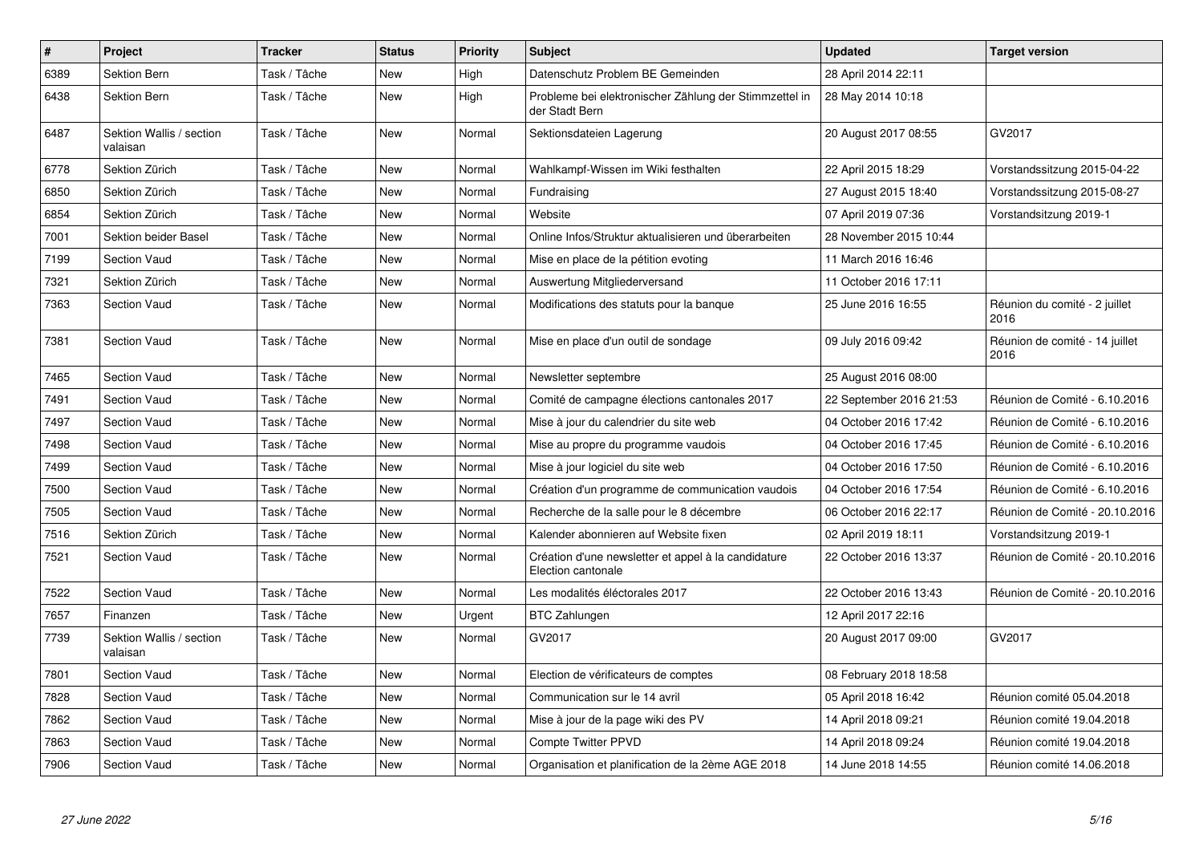| # | Project | Tracker | Status | Priority | Subject | Updated | Target version |
|---|---|---|---|---|---|---|---|
| 6389 | Sektion Bern | Task / Tâche | New | High | Datenschutz Problem BE Gemeinden | 28 April 2014 22:11 | |
| 6438 | Sektion Bern | Task / Tâche | New | High | Probleme bei elektronischer Zählung der Stimmzettel in der Stadt Bern | 28 May 2014 10:18 | |
| 6487 | Sektion Wallis / section valaisan | Task / Tâche | New | Normal | Sektionsdateien Lagerung | 20 August 2017 08:55 | GV2017 |
| 6778 | Sektion Zürich | Task / Tâche | New | Normal | Wahlkampf-Wissen im Wiki festhalten | 22 April 2015 18:29 | Vorstandssitzung 2015-04-22 |
| 6850 | Sektion Zürich | Task / Tâche | New | Normal | Fundraising | 27 August 2015 18:40 | Vorstandssitzung 2015-08-27 |
| 6854 | Sektion Zürich | Task / Tâche | New | Normal | Website | 07 April 2019 07:36 | Vorstandsitzung 2019-1 |
| 7001 | Sektion beider Basel | Task / Tâche | New | Normal | Online Infos/Struktur aktualisieren und überarbeiten | 28 November 2015 10:44 | |
| 7199 | Section Vaud | Task / Tâche | New | Normal | Mise en place de la pétition evoting | 11 March 2016 16:46 | |
| 7321 | Sektion Zürich | Task / Tâche | New | Normal | Auswertung Mitgliederversand | 11 October 2016 17:11 | |
| 7363 | Section Vaud | Task / Tâche | New | Normal | Modifications des statuts pour la banque | 25 June 2016 16:55 | Réunion du comité - 2 juillet 2016 |
| 7381 | Section Vaud | Task / Tâche | New | Normal | Mise en place d'un outil de sondage | 09 July 2016 09:42 | Réunion de comité - 14 juillet 2016 |
| 7465 | Section Vaud | Task / Tâche | New | Normal | Newsletter septembre | 25 August 2016 08:00 | |
| 7491 | Section Vaud | Task / Tâche | New | Normal | Comité de campagne élections cantonales 2017 | 22 September 2016 21:53 | Réunion de Comité - 6.10.2016 |
| 7497 | Section Vaud | Task / Tâche | New | Normal | Mise à jour du calendrier du site web | 04 October 2016 17:42 | Réunion de Comité - 6.10.2016 |
| 7498 | Section Vaud | Task / Tâche | New | Normal | Mise au propre du programme vaudois | 04 October 2016 17:45 | Réunion de Comité - 6.10.2016 |
| 7499 | Section Vaud | Task / Tâche | New | Normal | Mise à jour logiciel du site web | 04 October 2016 17:50 | Réunion de Comité - 6.10.2016 |
| 7500 | Section Vaud | Task / Tâche | New | Normal | Création d'un programme de communication vaudois | 04 October 2016 17:54 | Réunion de Comité - 6.10.2016 |
| 7505 | Section Vaud | Task / Tâche | New | Normal | Recherche de la salle pour le 8 décembre | 06 October 2016 22:17 | Réunion de Comité - 20.10.2016 |
| 7516 | Sektion Zürich | Task / Tâche | New | Normal | Kalender abonnieren auf Website fixen | 02 April 2019 18:11 | Vorstandsitzung 2019-1 |
| 7521 | Section Vaud | Task / Tâche | New | Normal | Création d'une newsletter et appel à la candidature Election cantonale | 22 October 2016 13:37 | Réunion de Comité - 20.10.2016 |
| 7522 | Section Vaud | Task / Tâche | New | Normal | Les modalités éléctorales 2017 | 22 October 2016 13:43 | Réunion de Comité - 20.10.2016 |
| 7657 | Finanzen | Task / Tâche | New | Urgent | BTC Zahlungen | 12 April 2017 22:16 | |
| 7739 | Sektion Wallis / section valaisan | Task / Tâche | New | Normal | GV2017 | 20 August 2017 09:00 | GV2017 |
| 7801 | Section Vaud | Task / Tâche | New | Normal | Election de vérificateurs de comptes | 08 February 2018 18:58 | |
| 7828 | Section Vaud | Task / Tâche | New | Normal | Communication sur le 14 avril | 05 April 2018 16:42 | Réunion comité 05.04.2018 |
| 7862 | Section Vaud | Task / Tâche | New | Normal | Mise à jour de la page wiki des PV | 14 April 2018 09:21 | Réunion comité 19.04.2018 |
| 7863 | Section Vaud | Task / Tâche | New | Normal | Compte Twitter PPVD | 14 April 2018 09:24 | Réunion comité 19.04.2018 |
| 7906 | Section Vaud | Task / Tâche | New | Normal | Organisation et planification de la 2ème AGE 2018 | 14 June 2018 14:55 | Réunion comité 14.06.2018 |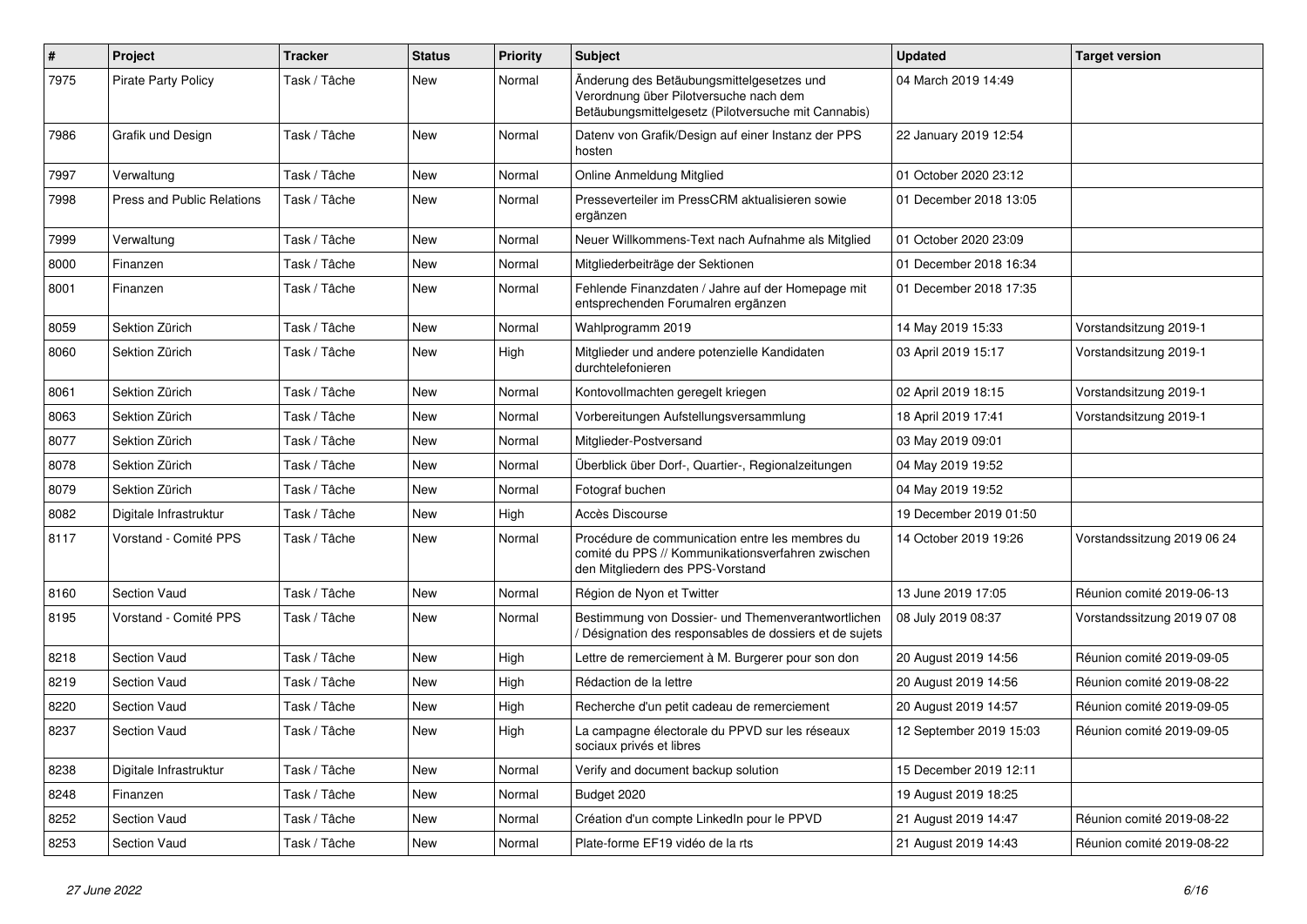| # | Project | Tracker | Status | Priority | Subject | Updated | Target version |
|---|---|---|---|---|---|---|---|
| 7975 | Pirate Party Policy | Task / Tâche | New | Normal | Änderung des Betäubungsmittelgesetzes und Verordnung über Pilotversuche nach dem Betäubungsmittelgesetz (Pilotversuche mit Cannabis) | 04 March 2019 14:49 | |
| 7986 | Grafik und Design | Task / Tâche | New | Normal | Datenv von Grafik/Design auf einer Instanz der PPS hosten | 22 January 2019 12:54 | |
| 7997 | Verwaltung | Task / Tâche | New | Normal | Online Anmeldung Mitglied | 01 October 2020 23:12 | |
| 7998 | Press and Public Relations | Task / Tâche | New | Normal | Presseverteiler im PressCRM aktualisieren sowie ergänzen | 01 December 2018 13:05 | |
| 7999 | Verwaltung | Task / Tâche | New | Normal | Neuer Willkommens-Text nach Aufnahme als Mitglied | 01 October 2020 23:09 | |
| 8000 | Finanzen | Task / Tâche | New | Normal | Mitgliederbeiträge der Sektionen | 01 December 2018 16:34 | |
| 8001 | Finanzen | Task / Tâche | New | Normal | Fehlende Finanzdaten / Jahre auf der Homepage mit entsprechenden Forumalren ergänzen | 01 December 2018 17:35 | |
| 8059 | Sektion Zürich | Task / Tâche | New | Normal | Wahlprogramm 2019 | 14 May 2019 15:33 | Vorstandsitzung 2019-1 |
| 8060 | Sektion Zürich | Task / Tâche | New | High | Mitglieder und andere potenzielle Kandidaten durchtelefonieren | 03 April 2019 15:17 | Vorstandsitzung 2019-1 |
| 8061 | Sektion Zürich | Task / Tâche | New | Normal | Kontovollmachten geregelt kriegen | 02 April 2019 18:15 | Vorstandsitzung 2019-1 |
| 8063 | Sektion Zürich | Task / Tâche | New | Normal | Vorbereitungen Aufstellungsversammlung | 18 April 2019 17:41 | Vorstandsitzung 2019-1 |
| 8077 | Sektion Zürich | Task / Tâche | New | Normal | Mitglieder-Postversand | 03 May 2019 09:01 | |
| 8078 | Sektion Zürich | Task / Tâche | New | Normal | Überblick über Dorf-, Quartier-, Regionalzeitungen | 04 May 2019 19:52 | |
| 8079 | Sektion Zürich | Task / Tâche | New | Normal | Fotograf buchen | 04 May 2019 19:52 | |
| 8082 | Digitale Infrastruktur | Task / Tâche | New | High | Accès Discourse | 19 December 2019 01:50 | |
| 8117 | Vorstand - Comité PPS | Task / Tâche | New | Normal | Procédure de communication entre les membres du comité du PPS // Kommunikationsverfahren zwischen den Mitgliedern des PPS-Vorstand | 14 October 2019 19:26 | Vorstandssitzung 2019 06 24 |
| 8160 | Section Vaud | Task / Tâche | New | Normal | Région de Nyon et Twitter | 13 June 2019 17:05 | Réunion comité 2019-06-13 |
| 8195 | Vorstand - Comité PPS | Task / Tâche | New | Normal | Bestimmung von Dossier- und Themenverantwortlichen / Désignation des responsables de dossiers et de sujets | 08 July 2019 08:37 | Vorstandssitzung 2019 07 08 |
| 8218 | Section Vaud | Task / Tâche | New | High | Lettre de remerciement à M. Burgerer pour son don | 20 August 2019 14:56 | Réunion comité 2019-09-05 |
| 8219 | Section Vaud | Task / Tâche | New | High | Rédaction de la lettre | 20 August 2019 14:56 | Réunion comité 2019-08-22 |
| 8220 | Section Vaud | Task / Tâche | New | High | Recherche d'un petit cadeau de remerciement | 20 August 2019 14:57 | Réunion comité 2019-09-05 |
| 8237 | Section Vaud | Task / Tâche | New | High | La campagne électorale du PPVD sur les réseaux sociaux privés et libres | 12 September 2019 15:03 | Réunion comité 2019-09-05 |
| 8238 | Digitale Infrastruktur | Task / Tâche | New | Normal | Verify and document backup solution | 15 December 2019 12:11 | |
| 8248 | Finanzen | Task / Tâche | New | Normal | Budget 2020 | 19 August 2019 18:25 | |
| 8252 | Section Vaud | Task / Tâche | New | Normal | Création d'un compte LinkedIn pour le PPVD | 21 August 2019 14:47 | Réunion comité 2019-08-22 |
| 8253 | Section Vaud | Task / Tâche | New | Normal | Plate-forme EF19 vidéo de la rts | 21 August 2019 14:43 | Réunion comité 2019-08-22 |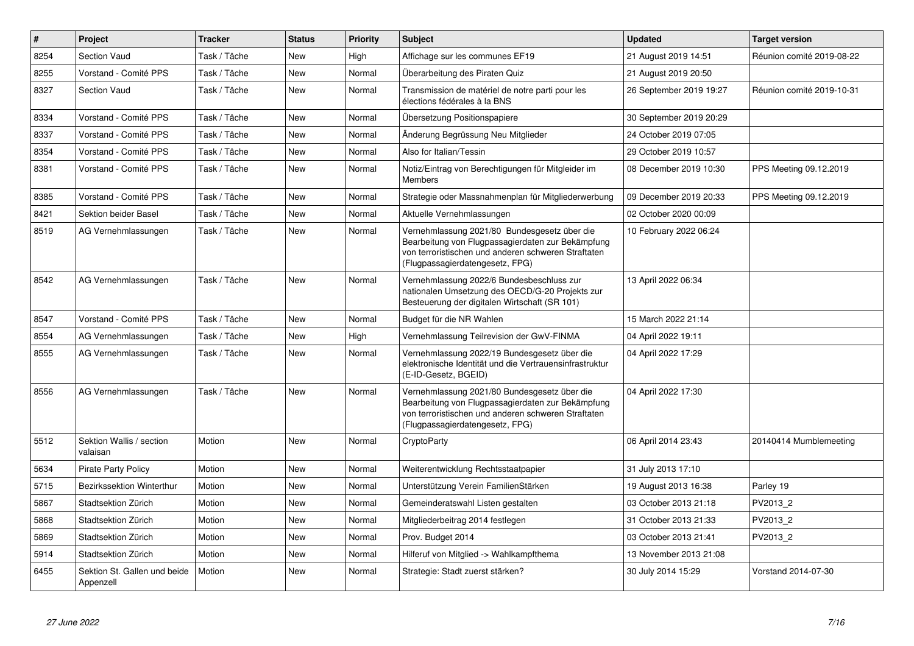| # | Project | Tracker | Status | Priority | Subject | Updated | Target version |
|---|---|---|---|---|---|---|---|
| 8254 | Section Vaud | Task / Tâche | New | High | Affichage sur les communes EF19 | 21 August 2019 14:51 | Réunion comité 2019-08-22 |
| 8255 | Vorstand - Comité PPS | Task / Tâche | New | Normal | Überarbeitung des Piraten Quiz | 21 August 2019 20:50 | |
| 8327 | Section Vaud | Task / Tâche | New | Normal | Transmission de matériel de notre parti pour les élections fédérales à la BNS | 26 September 2019 19:27 | Réunion comité 2019-10-31 |
| 8334 | Vorstand - Comité PPS | Task / Tâche | New | Normal | Übersetzung Positionspapiere | 30 September 2019 20:29 | |
| 8337 | Vorstand - Comité PPS | Task / Tâche | New | Normal | Änderung Begrüssung Neu Mitglieder | 24 October 2019 07:05 | |
| 8354 | Vorstand - Comité PPS | Task / Tâche | New | Normal | Also for Italian/Tessin | 29 October 2019 10:57 | |
| 8381 | Vorstand - Comité PPS | Task / Tâche | New | Normal | Notiz/Eintrag von Berechtigungen für Mitgleider im Members | 08 December 2019 10:30 | PPS Meeting 09.12.2019 |
| 8385 | Vorstand - Comité PPS | Task / Tâche | New | Normal | Strategie oder Massnahmenplan für Mitgliederwerbung | 09 December 2019 20:33 | PPS Meeting 09.12.2019 |
| 8421 | Sektion beider Basel | Task / Tâche | New | Normal | Aktuelle Vernehmlassungen | 02 October 2020 00:09 | |
| 8519 | AG Vernehmlassungen | Task / Tâche | New | Normal | Vernehmlassung 2021/80 Bundesgesetz über die Bearbeitung von Flugpassagierdaten zur Bekämpfung von terroristischen und anderen schweren Straftaten (Flugpassagierdatengesetz, FPG) | 10 February 2022 06:24 | |
| 8542 | AG Vernehmlassungen | Task / Tâche | New | Normal | Vernehmlassung 2022/6 Bundesbeschluss zur nationalen Umsetzung des OECD/G-20 Projekts zur Besteuerung der digitalen Wirtschaft (SR 101) | 13 April 2022 06:34 | |
| 8547 | Vorstand - Comité PPS | Task / Tâche | New | Normal | Budget für die NR Wahlen | 15 March 2022 21:14 | |
| 8554 | AG Vernehmlassungen | Task / Tâche | New | High | Vernehmlassung Teilrevision der GwV-FINMA | 04 April 2022 19:11 | |
| 8555 | AG Vernehmlassungen | Task / Tâche | New | Normal | Vernehmlassung 2022/19 Bundesgesetz über die elektronische Identität und die Vertrauensinfrastruktur (E-ID-Gesetz, BGEID) | 04 April 2022 17:29 | |
| 8556 | AG Vernehmlassungen | Task / Tâche | New | Normal | Vernehmlassung 2021/80 Bundesgesetz über die Bearbeitung von Flugpassagierdaten zur Bekämpfung von terroristischen und anderen schweren Straftaten (Flugpassagierdatengesetz, FPG) | 04 April 2022 17:30 | |
| 5512 | Sektion Wallis / section valaisan | Motion | New | Normal | CryptoParty | 06 April 2014 23:43 | 20140414 Mumblemeeting |
| 5634 | Pirate Party Policy | Motion | New | Normal | Weiterentwicklung Rechtsstaatpapier | 31 July 2013 17:10 | |
| 5715 | Bezirkssektion Winterthur | Motion | New | Normal | Unterstützung Verein FamilienStärken | 19 August 2013 16:38 | Parley 19 |
| 5867 | Stadtsektion Zürich | Motion | New | Normal | Gemeinderatswahl Listen gestalten | 03 October 2013 21:18 | PV2013_2 |
| 5868 | Stadtsektion Zürich | Motion | New | Normal | Mitgliederbeitrag 2014 festlegen | 31 October 2013 21:33 | PV2013_2 |
| 5869 | Stadtsektion Zürich | Motion | New | Normal | Prov. Budget 2014 | 03 October 2013 21:41 | PV2013_2 |
| 5914 | Stadtsektion Zürich | Motion | New | Normal | Hilferuf von Mitglied -> Wahlkampfthema | 13 November 2013 21:08 | |
| 6455 | Sektion St. Gallen und beide Appenzell | Motion | New | Normal | Strategie: Stadt zuerst stärken? | 30 July 2014 15:29 | Vorstand 2014-07-30 |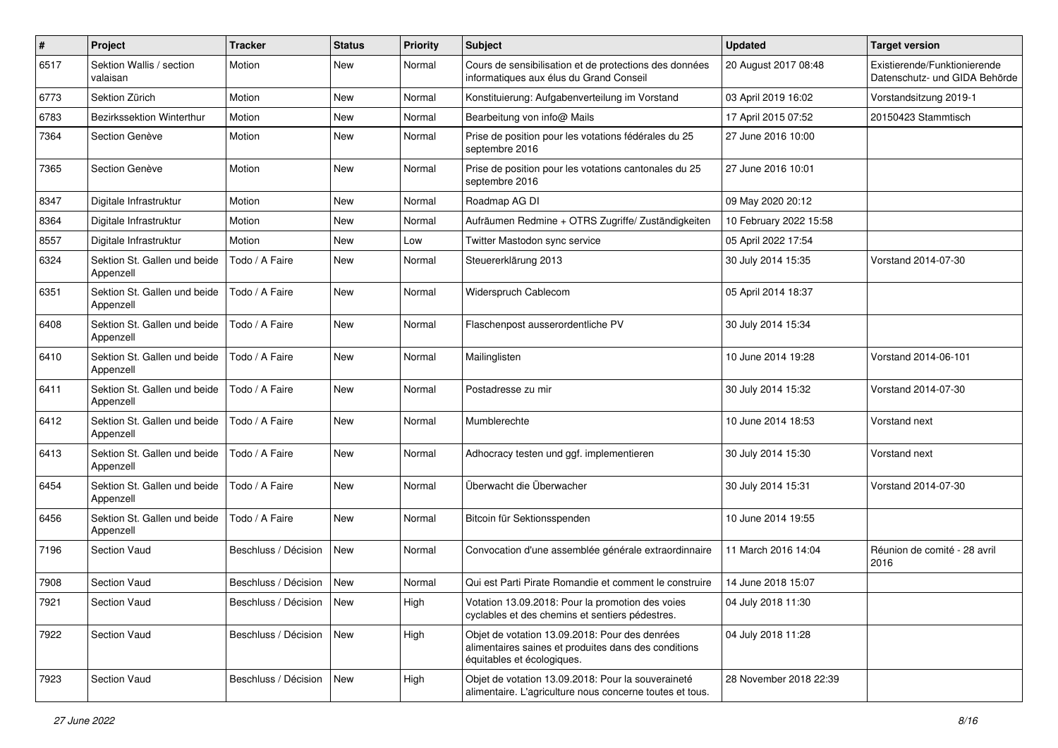| # | Project | Tracker | Status | Priority | Subject | Updated | Target version |
|---|---|---|---|---|---|---|---|
| 6517 | Sektion Wallis / section valaisan | Motion | New | Normal | Cours de sensibilisation et de protections des données informatiques aux élus du Grand Conseil | 20 August 2017 08:48 | Existierende/Funktionierende Datenschutz- und GIDA Behörde |
| 6773 | Sektion Zürich | Motion | New | Normal | Konstituierung: Aufgabenverteilung im Vorstand | 03 April 2019 16:02 | Vorstandsitzung 2019-1 |
| 6783 | Bezirkssektion Winterthur | Motion | New | Normal | Bearbeitung von info@ Mails | 17 April 2015 07:52 | 20150423 Stammtisch |
| 7364 | Section Genève | Motion | New | Normal | Prise de position pour les votations fédérales du 25 septembre 2016 | 27 June 2016 10:00 | |
| 7365 | Section Genève | Motion | New | Normal | Prise de position pour les votations cantonales du 25 septembre 2016 | 27 June 2016 10:01 | |
| 8347 | Digitale Infrastruktur | Motion | New | Normal | Roadmap AG DI | 09 May 2020 20:12 | |
| 8364 | Digitale Infrastruktur | Motion | New | Normal | Aufräumen Redmine + OTRS Zugriffe/ Zuständigkeiten | 10 February 2022 15:58 | |
| 8557 | Digitale Infrastruktur | Motion | New | Low | Twitter Mastodon sync service | 05 April 2022 17:54 | |
| 6324 | Sektion St. Gallen und beide Appenzell | Todo / A Faire | New | Normal | Steuererklärung 2013 | 30 July 2014 15:35 | Vorstand 2014-07-30 |
| 6351 | Sektion St. Gallen und beide Appenzell | Todo / A Faire | New | Normal | Widerspruch Cablecom | 05 April 2014 18:37 | |
| 6408 | Sektion St. Gallen und beide Appenzell | Todo / A Faire | New | Normal | Flaschenpost ausserordentliche PV | 30 July 2014 15:34 | |
| 6410 | Sektion St. Gallen und beide Appenzell | Todo / A Faire | New | Normal | Mailinglisten | 10 June 2014 19:28 | Vorstand 2014-06-101 |
| 6411 | Sektion St. Gallen und beide Appenzell | Todo / A Faire | New | Normal | Postadresse zu mir | 30 July 2014 15:32 | Vorstand 2014-07-30 |
| 6412 | Sektion St. Gallen und beide Appenzell | Todo / A Faire | New | Normal | Mumblerechte | 10 June 2014 18:53 | Vorstand next |
| 6413 | Sektion St. Gallen und beide Appenzell | Todo / A Faire | New | Normal | Adhocracy testen und ggf. implementieren | 30 July 2014 15:30 | Vorstand next |
| 6454 | Sektion St. Gallen und beide Appenzell | Todo / A Faire | New | Normal | Überwacht die Überwacher | 30 July 2014 15:31 | Vorstand 2014-07-30 |
| 6456 | Sektion St. Gallen und beide Appenzell | Todo / A Faire | New | Normal | Bitcoin für Sektionsspenden | 10 June 2014 19:55 | |
| 7196 | Section Vaud | Beschluss / Décision | New | Normal | Convocation d'une assemblée générale extraordinnaire | 11 March 2016 14:04 | Réunion de comité - 28 avril 2016 |
| 7908 | Section Vaud | Beschluss / Décision | New | Normal | Qui est Parti Pirate Romandie et comment le construire | 14 June 2018 15:07 | |
| 7921 | Section Vaud | Beschluss / Décision | New | High | Votation 13.09.2018: Pour la promotion des voies cyclables et des chemins et sentiers pédestres. | 04 July 2018 11:30 | |
| 7922 | Section Vaud | Beschluss / Décision | New | High | Objet de votation 13.09.2018: Pour des denrées alimentaires saines et produites dans des conditions équitables et écologiques. | 04 July 2018 11:28 | |
| 7923 | Section Vaud | Beschluss / Décision | New | High | Objet de votation 13.09.2018: Pour la souveraineté alimentaire. L'agriculture nous concerne toutes et tous. | 28 November 2018 22:39 | |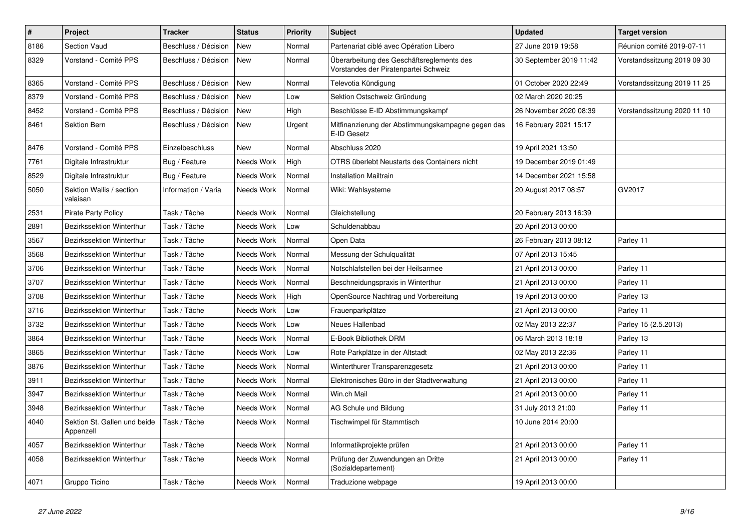| # | Project | Tracker | Status | Priority | Subject | Updated | Target version |
|---|---|---|---|---|---|---|---|
| 8186 | Section Vaud | Beschluss / Décision | New | Normal | Partenariat ciblé avec Opération Libero | 27 June 2019 19:58 | Réunion comité 2019-07-11 |
| 8329 | Vorstand - Comité PPS | Beschluss / Décision | New | Normal | Überarbeitung des Geschäftsreglements des Vorstandes der Piratenpartei Schweiz | 30 September 2019 11:42 | Vorstandssitzung 2019 09 30 |
| 8365 | Vorstand - Comité PPS | Beschluss / Décision | New | Normal | Televotia Kündigung | 01 October 2020 22:49 | Vorstandssitzung 2019 11 25 |
| 8379 | Vorstand - Comité PPS | Beschluss / Décision | New | Low | Sektion Ostschweiz Gründung | 02 March 2020 20:25 | |
| 8452 | Vorstand - Comité PPS | Beschluss / Décision | New | High | Beschlüsse E-ID Abstimmungskampf | 26 November 2020 08:39 | Vorstandssitzung 2020 11 10 |
| 8461 | Sektion Bern | Beschluss / Décision | New | Urgent | Mitfinanzierung der Abstimmungskampagne gegen das E-ID Gesetz | 16 February 2021 15:17 | |
| 8476 | Vorstand - Comité PPS | Einzelbeschluss | New | Normal | Abschluss 2020 | 19 April 2021 13:50 | |
| 7761 | Digitale Infrastruktur | Bug / Feature | Needs Work | High | OTRS überlebt Neustarts des Containers nicht | 19 December 2019 01:49 | |
| 8529 | Digitale Infrastruktur | Bug / Feature | Needs Work | Normal | Installation Mailtrain | 14 December 2021 15:58 | |
| 5050 | Sektion Wallis / section valaisan | Information / Varia | Needs Work | Normal | Wiki: Wahlsysteme | 20 August 2017 08:57 | GV2017 |
| 2531 | Pirate Party Policy | Task / Tâche | Needs Work | Normal | Gleichstellung | 20 February 2013 16:39 | |
| 2891 | Bezirkssektion Winterthur | Task / Tâche | Needs Work | Low | Schuldenabbau | 20 April 2013 00:00 | |
| 3567 | Bezirkssektion Winterthur | Task / Tâche | Needs Work | Normal | Open Data | 26 February 2013 08:12 | Parley 11 |
| 3568 | Bezirkssektion Winterthur | Task / Tâche | Needs Work | Normal | Messung der Schulqualität | 07 April 2013 15:45 | |
| 3706 | Bezirkssektion Winterthur | Task / Tâche | Needs Work | Normal | Notschlafstellen bei der Heilsarmee | 21 April 2013 00:00 | Parley 11 |
| 3707 | Bezirkssektion Winterthur | Task / Tâche | Needs Work | Normal | Beschneidungspraxis in Winterthur | 21 April 2013 00:00 | Parley 11 |
| 3708 | Bezirkssektion Winterthur | Task / Tâche | Needs Work | High | OpenSource Nachtrag und Vorbereitung | 19 April 2013 00:00 | Parley 13 |
| 3716 | Bezirkssektion Winterthur | Task / Tâche | Needs Work | Low | Frauenparkplätze | 21 April 2013 00:00 | Parley 11 |
| 3732 | Bezirkssektion Winterthur | Task / Tâche | Needs Work | Low | Neues Hallenbad | 02 May 2013 22:37 | Parley 15 (2.5.2013) |
| 3864 | Bezirkssektion Winterthur | Task / Tâche | Needs Work | Normal | E-Book Bibliothek DRM | 06 March 2013 18:18 | Parley 13 |
| 3865 | Bezirkssektion Winterthur | Task / Tâche | Needs Work | Low | Rote Parkplätze in der Altstadt | 02 May 2013 22:36 | Parley 11 |
| 3876 | Bezirkssektion Winterthur | Task / Tâche | Needs Work | Normal | Winterthurer Transparenzgesetz | 21 April 2013 00:00 | Parley 11 |
| 3911 | Bezirkssektion Winterthur | Task / Tâche | Needs Work | Normal | Elektronisches Büro in der Stadtverwaltung | 21 April 2013 00:00 | Parley 11 |
| 3947 | Bezirkssektion Winterthur | Task / Tâche | Needs Work | Normal | Win.ch Mail | 21 April 2013 00:00 | Parley 11 |
| 3948 | Bezirkssektion Winterthur | Task / Tâche | Needs Work | Normal | AG Schule und Bildung | 31 July 2013 21:00 | Parley 11 |
| 4040 | Sektion St. Gallen und beide Appenzell | Task / Tâche | Needs Work | Normal | Tischwimpel für Stammtisch | 10 June 2014 20:00 | |
| 4057 | Bezirkssektion Winterthur | Task / Tâche | Needs Work | Normal | Informatikprojekte prüfen | 21 April 2013 00:00 | Parley 11 |
| 4058 | Bezirkssektion Winterthur | Task / Tâche | Needs Work | Normal | Prüfung der Zuwendungen an Dritte (Sozialdepartement) | 21 April 2013 00:00 | Parley 11 |
| 4071 | Gruppo Ticino | Task / Tâche | Needs Work | Normal | Traduzione webpage | 19 April 2013 00:00 | |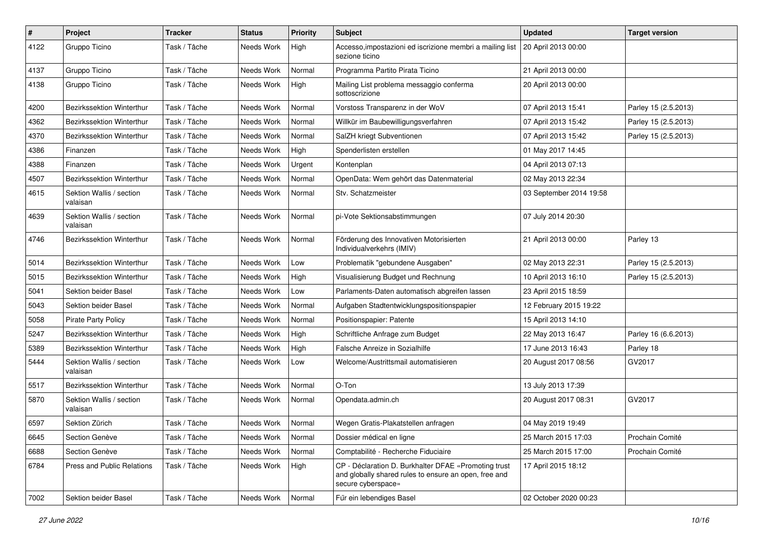| # | Project | Tracker | Status | Priority | Subject | Updated | Target version |
|---|---|---|---|---|---|---|---|
| 4122 | Gruppo Ticino | Task / Tâche | Needs Work | High | Accesso,impostazioni ed iscrizione membri a mailing list sezione ticino | 20 April 2013 00:00 | |
| 4137 | Gruppo Ticino | Task / Tâche | Needs Work | Normal | Programma Partito Pirata Ticino | 21 April 2013 00:00 | |
| 4138 | Gruppo Ticino | Task / Tâche | Needs Work | High | Mailing List problema messaggio conferma sottoscrizione | 20 April 2013 00:00 | |
| 4200 | Bezirkssektion Winterthur | Task / Tâche | Needs Work | Normal | Vorstoss Transparenz in der WoV | 07 April 2013 15:41 | Parley 15 (2.5.2013) |
| 4362 | Bezirkssektion Winterthur | Task / Tâche | Needs Work | Normal | Willkür im Baubewilligungsverfahren | 07 April 2013 15:42 | Parley 15 (2.5.2013) |
| 4370 | Bezirkssektion Winterthur | Task / Tâche | Needs Work | Normal | SalZH kriegt Subventionen | 07 April 2013 15:42 | Parley 15 (2.5.2013) |
| 4386 | Finanzen | Task / Tâche | Needs Work | High | Spenderlisten erstellen | 01 May 2017 14:45 | |
| 4388 | Finanzen | Task / Tâche | Needs Work | Urgent | Kontenplan | 04 April 2013 07:13 | |
| 4507 | Bezirkssektion Winterthur | Task / Tâche | Needs Work | Normal | OpenData: Wem gehört das Datenmaterial | 02 May 2013 22:34 | |
| 4615 | Sektion Wallis / section valaisan | Task / Tâche | Needs Work | Normal | Stv. Schatzmeister | 03 September 2014 19:58 | |
| 4639 | Sektion Wallis / section valaisan | Task / Tâche | Needs Work | Normal | pi-Vote Sektionsabstimmungen | 07 July 2014 20:30 | |
| 4746 | Bezirkssektion Winterthur | Task / Tâche | Needs Work | Normal | Förderung des Innovativen Motorisierten Individualverkehrs (IMIV) | 21 April 2013 00:00 | Parley 13 |
| 5014 | Bezirkssektion Winterthur | Task / Tâche | Needs Work | Low | Problematik "gebundene Ausgaben" | 02 May 2013 22:31 | Parley 15 (2.5.2013) |
| 5015 | Bezirkssektion Winterthur | Task / Tâche | Needs Work | High | Visualisierung Budget und Rechnung | 10 April 2013 16:10 | Parley 15 (2.5.2013) |
| 5041 | Sektion beider Basel | Task / Tâche | Needs Work | Low | Parlaments-Daten automatisch abgreifen lassen | 23 April 2015 18:59 | |
| 5043 | Sektion beider Basel | Task / Tâche | Needs Work | Normal | Aufgaben Stadtentwicklungspositionspapier | 12 February 2015 19:22 | |
| 5058 | Pirate Party Policy | Task / Tâche | Needs Work | Normal | Positionspapier: Patente | 15 April 2013 14:10 | |
| 5247 | Bezirkssektion Winterthur | Task / Tâche | Needs Work | High | Schriftliche Anfrage zum Budget | 22 May 2013 16:47 | Parley 16 (6.6.2013) |
| 5389 | Bezirkssektion Winterthur | Task / Tâche | Needs Work | High | Falsche Anreize in Sozialhilfe | 17 June 2013 16:43 | Parley 18 |
| 5444 | Sektion Wallis / section valaisan | Task / Tâche | Needs Work | Low | Welcome/Austrittsmail automatisieren | 20 August 2017 08:56 | GV2017 |
| 5517 | Bezirkssektion Winterthur | Task / Tâche | Needs Work | Normal | O-Ton | 13 July 2013 17:39 | |
| 5870 | Sektion Wallis / section valaisan | Task / Tâche | Needs Work | Normal | Opendata.admin.ch | 20 August 2017 08:31 | GV2017 |
| 6597 | Sektion Zürich | Task / Tâche | Needs Work | Normal | Wegen Gratis-Plakatstellen anfragen | 04 May 2019 19:49 | |
| 6645 | Section Genève | Task / Tâche | Needs Work | Normal | Dossier médical en ligne | 25 March 2015 17:03 | Prochain Comité |
| 6688 | Section Genève | Task / Tâche | Needs Work | Normal | Comptabilité - Recherche Fiduciaire | 25 March 2015 17:00 | Prochain Comité |
| 6784 | Press and Public Relations | Task / Tâche | Needs Work | High | CP - Déclaration D. Burkhalter DFAE «Promoting trust and globally shared rules to ensure an open, free and secure cyberspace» | 17 April 2015 18:12 | |
| 7002 | Sektion beider Basel | Task / Tâche | Needs Work | Normal | Für ein lebendiges Basel | 02 October 2020 00:23 | |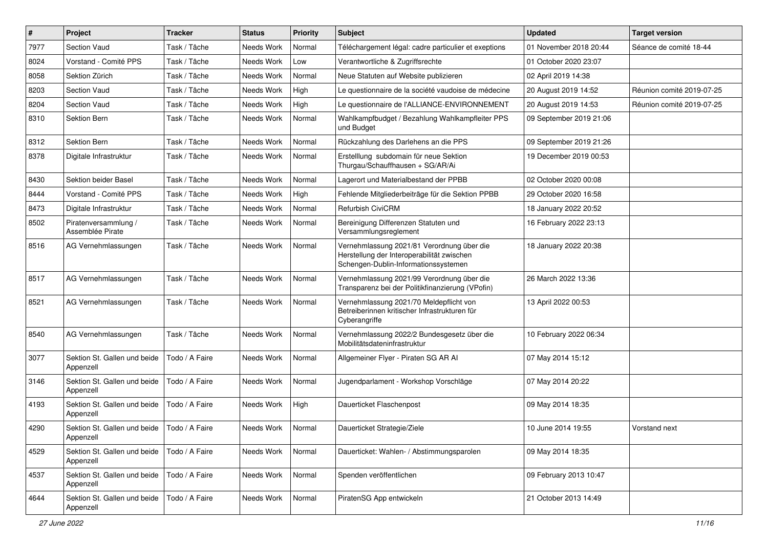| # | Project | Tracker | Status | Priority | Subject | Updated | Target version |
|---|---|---|---|---|---|---|---|
| 7977 | Section Vaud | Task / Tâche | Needs Work | Normal | Téléchargement légal: cadre particulier et exeptions | 01 November 2018 20:44 | Séance de comité 18-44 |
| 8024 | Vorstand - Comité PPS | Task / Tâche | Needs Work | Low | Verantwortliche & Zugriffsrechte | 01 October 2020 23:07 | |
| 8058 | Sektion Zürich | Task / Tâche | Needs Work | Normal | Neue Statuten auf Website publizieren | 02 April 2019 14:38 | |
| 8203 | Section Vaud | Task / Tâche | Needs Work | High | Le questionnaire de la société vaudoise de médecine | 20 August 2019 14:52 | Réunion comité 2019-07-25 |
| 8204 | Section Vaud | Task / Tâche | Needs Work | High | Le questionnaire de l'ALLIANCE-ENVIRONNEMENT | 20 August 2019 14:53 | Réunion comité 2019-07-25 |
| 8310 | Sektion Bern | Task / Tâche | Needs Work | Normal | Wahlkampfbudget / Bezahlung Wahlkampfleiter PPS und Budget | 09 September 2019 21:06 | |
| 8312 | Sektion Bern | Task / Tâche | Needs Work | Normal | Rückzahlung des Darlehens an die PPS | 09 September 2019 21:26 | |
| 8378 | Digitale Infrastruktur | Task / Tâche | Needs Work | Normal | Erstelllung subdomain für neue Sektion Thurgau/Schauffhausen + SG/AR/Ai | 19 December 2019 00:53 | |
| 8430 | Sektion beider Basel | Task / Tâche | Needs Work | Normal | Lagerort und Materialbestand der PPBB | 02 October 2020 00:08 | |
| 8444 | Vorstand - Comité PPS | Task / Tâche | Needs Work | High | Fehlende Mitgliederbeiträge für die Sektion PPBB | 29 October 2020 16:58 | |
| 8473 | Digitale Infrastruktur | Task / Tâche | Needs Work | Normal | Refurbish CiviCRM | 18 January 2022 20:52 | |
| 8502 | Piratenversammlung / Assemblée Pirate | Task / Tâche | Needs Work | Normal | Bereinigung Differenzen Statuten und Versammlungsreglement | 16 February 2022 23:13 | |
| 8516 | AG Vernehmlassungen | Task / Tâche | Needs Work | Normal | Vernehmlassung 2021/81 Verordnung über die Herstellung der Interoperabilität zwischen Schengen-Dublin-Informationssystemen | 18 January 2022 20:38 | |
| 8517 | AG Vernehmlassungen | Task / Tâche | Needs Work | Normal | Vernehmlassung 2021/99 Verordnung über die Transparenz bei der Politikfinanzierung (VPofin) | 26 March 2022 13:36 | |
| 8521 | AG Vernehmlassungen | Task / Tâche | Needs Work | Normal | Vernehmlassung 2021/70 Meldepflicht von Betreiberinnen kritischer Infrastrukturen für Cyberangriffe | 13 April 2022 00:53 | |
| 8540 | AG Vernehmlassungen | Task / Tâche | Needs Work | Normal | Vernehmlassung 2022/2 Bundesgesetz über die Mobilitätsdateninfrastruktur | 10 February 2022 06:34 | |
| 3077 | Sektion St. Gallen und beide Appenzell | Todo / A Faire | Needs Work | Normal | Allgemeiner Flyer - Piraten SG AR AI | 07 May 2014 15:12 | |
| 3146 | Sektion St. Gallen und beide Appenzell | Todo / A Faire | Needs Work | Normal | Jugendparlament - Workshop Vorschläge | 07 May 2014 20:22 | |
| 4193 | Sektion St. Gallen und beide Appenzell | Todo / A Faire | Needs Work | High | Dauerticket Flaschenpost | 09 May 2014 18:35 | |
| 4290 | Sektion St. Gallen und beide Appenzell | Todo / A Faire | Needs Work | Normal | Dauerticket Strategie/Ziele | 10 June 2014 19:55 | Vorstand next |
| 4529 | Sektion St. Gallen und beide Appenzell | Todo / A Faire | Needs Work | Normal | Dauerticket: Wahlen- / Abstimmungsparolen | 09 May 2014 18:35 | |
| 4537 | Sektion St. Gallen und beide Appenzell | Todo / A Faire | Needs Work | Normal | Spenden veröffentlichen | 09 February 2013 10:47 | |
| 4644 | Sektion St. Gallen und beide Appenzell | Todo / A Faire | Needs Work | Normal | PiratenSG App entwickeln | 21 October 2013 14:49 | |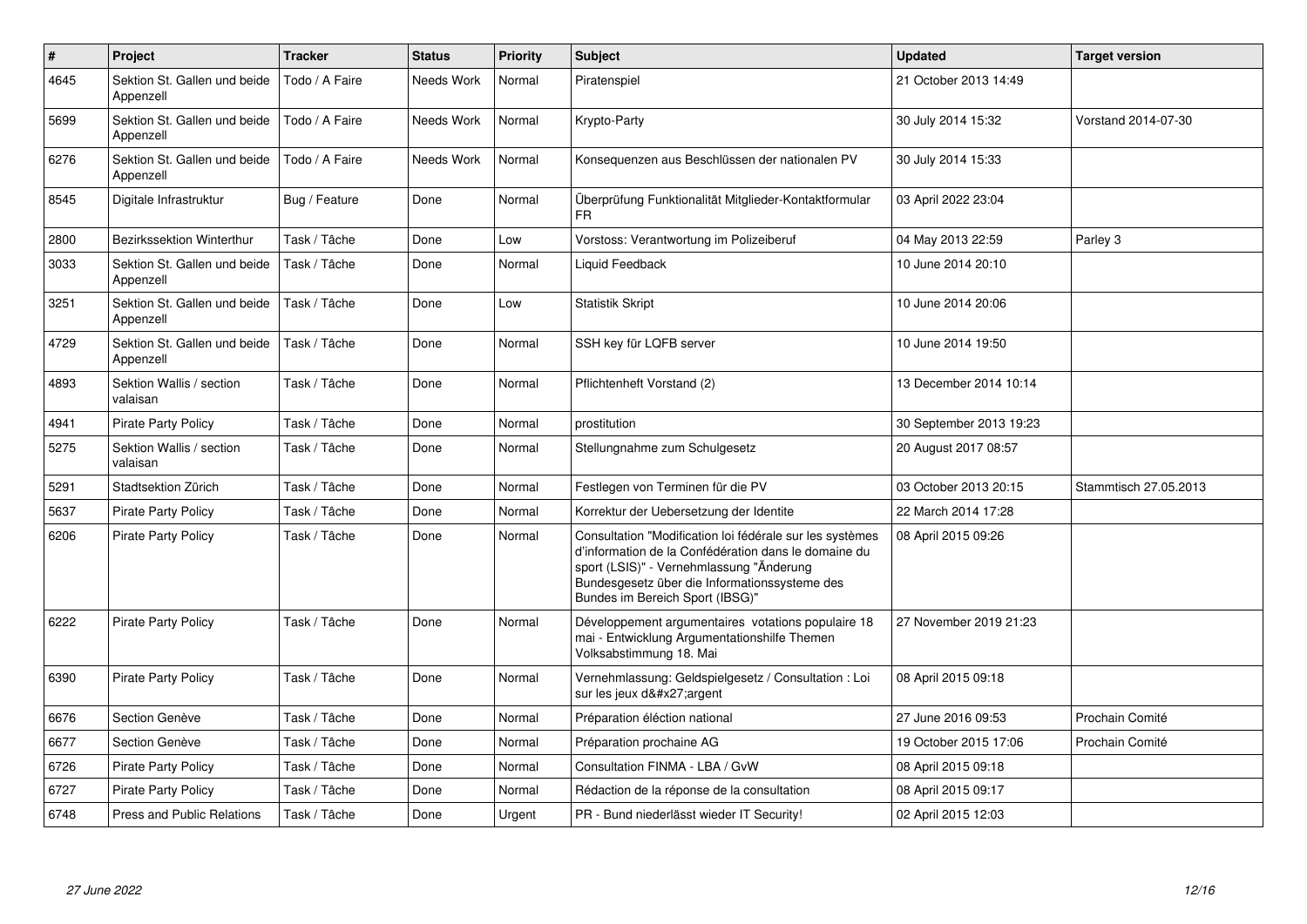| # | Project | Tracker | Status | Priority | Subject | Updated | Target version |
|---|---|---|---|---|---|---|---|
| 4645 | Sektion St. Gallen und beide Appenzell | Todo / A Faire | Needs Work | Normal | Piratenspiel | 21 October 2013 14:49 | |
| 5699 | Sektion St. Gallen und beide Appenzell | Todo / A Faire | Needs Work | Normal | Krypto-Party | 30 July 2014 15:32 | Vorstand 2014-07-30 |
| 6276 | Sektion St. Gallen und beide Appenzell | Todo / A Faire | Needs Work | Normal | Konsequenzen aus Beschlüssen der nationalen PV | 30 July 2014 15:33 | |
| 8545 | Digitale Infrastruktur | Bug / Feature | Done | Normal | Überprüfung Funktionalität Mitglieder-Kontaktformular FR | 03 April 2022 23:04 | |
| 2800 | Bezirkssektion Winterthur | Task / Tâche | Done | Low | Vorstoss: Verantwortung im Polizeiberuf | 04 May 2013 22:59 | Parley 3 |
| 3033 | Sektion St. Gallen und beide Appenzell | Task / Tâche | Done | Normal | Liquid Feedback | 10 June 2014 20:10 | |
| 3251 | Sektion St. Gallen und beide Appenzell | Task / Tâche | Done | Low | Statistik Skript | 10 June 2014 20:06 | |
| 4729 | Sektion St. Gallen und beide Appenzell | Task / Tâche | Done | Normal | SSH key für LQFB server | 10 June 2014 19:50 | |
| 4893 | Sektion Wallis / section valaisan | Task / Tâche | Done | Normal | Pflichtenheft Vorstand (2) | 13 December 2014 10:14 | |
| 4941 | Pirate Party Policy | Task / Tâche | Done | Normal | prostitution | 30 September 2013 19:23 | |
| 5275 | Sektion Wallis / section valaisan | Task / Tâche | Done | Normal | Stellungnahme zum Schulgesetz | 20 August 2017 08:57 | |
| 5291 | Stadtsektion Zürich | Task / Tâche | Done | Normal | Festlegen von Terminen für die PV | 03 October 2013 20:15 | Stammtisch 27.05.2013 |
| 5637 | Pirate Party Policy | Task / Tâche | Done | Normal | Korrektur der Uebersetzung der Identite | 22 March 2014 17:28 | |
| 6206 | Pirate Party Policy | Task / Tâche | Done | Normal | Consultation "Modification loi fédérale sur les systèmes d'information de la Confédération dans le domaine du sport (LSIS)" - Vernehmlassung "Änderung Bundesgesetz über die Informationssysteme des Bundes im Bereich Sport (IBSG)" | 08 April 2015 09:26 | |
| 6222 | Pirate Party Policy | Task / Tâche | Done | Normal | Développement argumentaires votations populaire 18 mai - Entwicklung Argumentationshilfe Themen Volksabstimmung 18. Mai | 27 November 2019 21:23 | |
| 6390 | Pirate Party Policy | Task / Tâche | Done | Normal | Vernehmlassung: Geldspielgesetz / Consultation : Loi sur les jeux d&#x27;argent | 08 April 2015 09:18 | |
| 6676 | Section Genève | Task / Tâche | Done | Normal | Préparation éléction national | 27 June 2016 09:53 | Prochain Comité |
| 6677 | Section Genève | Task / Tâche | Done | Normal | Préparation prochaine AG | 19 October 2015 17:06 | Prochain Comité |
| 6726 | Pirate Party Policy | Task / Tâche | Done | Normal | Consultation FINMA - LBA / GvW | 08 April 2015 09:18 | |
| 6727 | Pirate Party Policy | Task / Tâche | Done | Normal | Rédaction de la réponse de la consultation | 08 April 2015 09:17 | |
| 6748 | Press and Public Relations | Task / Tâche | Done | Urgent | PR - Bund niederlässt wieder IT Security! | 02 April 2015 12:03 | |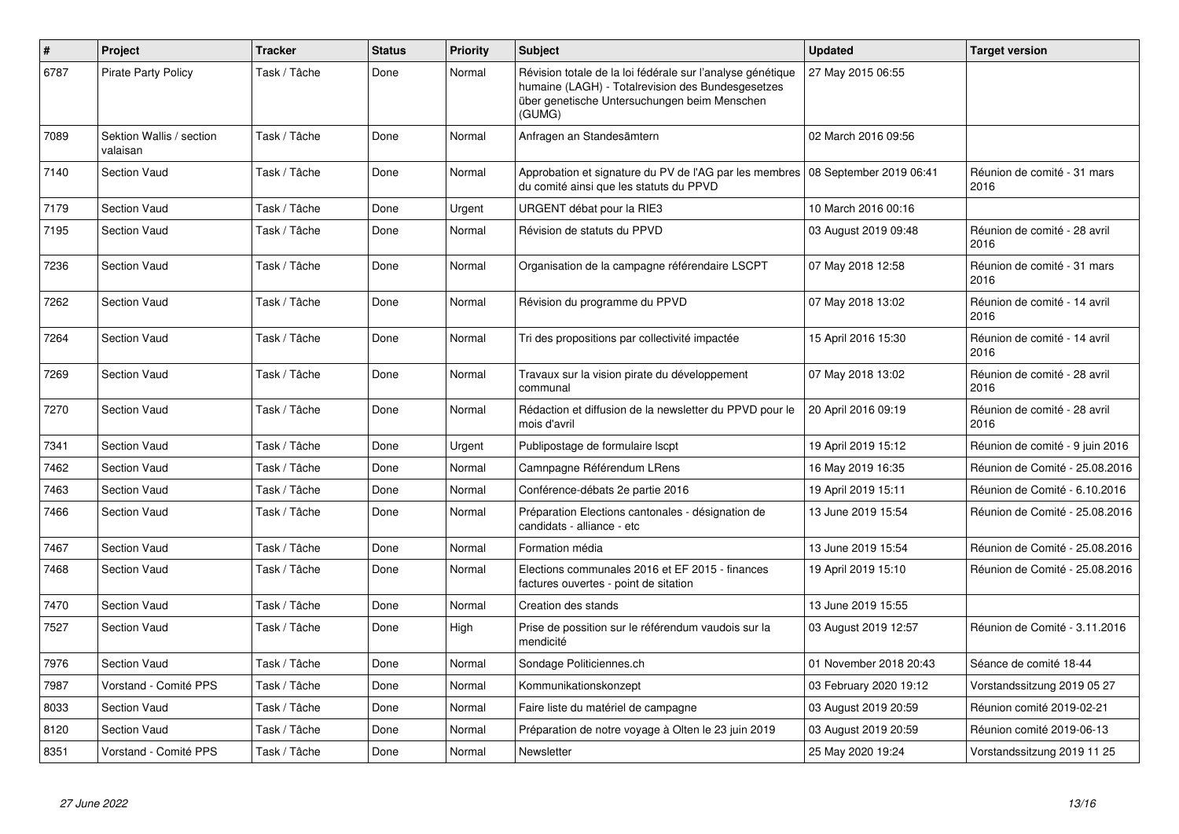| # | Project | Tracker | Status | Priority | Subject | Updated | Target version |
|---|---|---|---|---|---|---|---|
| 6787 | Pirate Party Policy | Task / Tâche | Done | Normal | Révision totale de la loi fédérale sur l'analyse génétique humaine (LAGH) - Totalrevision des Bundesgesetzes über genetische Untersuchungen beim Menschen (GUMG) | 27 May 2015 06:55 | |
| 7089 | Sektion Wallis / section valaisan | Task / Tâche | Done | Normal | Anfragen an Standesämtern | 02 March 2016 09:56 | |
| 7140 | Section Vaud | Task / Tâche | Done | Normal | Approbation et signature du PV de l'AG par les membres du comité ainsi que les statuts du PPVD | 08 September 2019 06:41 | Réunion de comité - 31 mars 2016 |
| 7179 | Section Vaud | Task / Tâche | Done | Urgent | URGENT débat pour la RIE3 | 10 March 2016 00:16 | |
| 7195 | Section Vaud | Task / Tâche | Done | Normal | Révision de statuts du PPVD | 03 August 2019 09:48 | Réunion de comité - 28 avril 2016 |
| 7236 | Section Vaud | Task / Tâche | Done | Normal | Organisation de la campagne référendaire LSCPT | 07 May 2018 12:58 | Réunion de comité - 31 mars 2016 |
| 7262 | Section Vaud | Task / Tâche | Done | Normal | Révision du programme du PPVD | 07 May 2018 13:02 | Réunion de comité - 14 avril 2016 |
| 7264 | Section Vaud | Task / Tâche | Done | Normal | Tri des propositions par collectivité impactée | 15 April 2016 15:30 | Réunion de comité - 14 avril 2016 |
| 7269 | Section Vaud | Task / Tâche | Done | Normal | Travaux sur la vision pirate du développement communal | 07 May 2018 13:02 | Réunion de comité - 28 avril 2016 |
| 7270 | Section Vaud | Task / Tâche | Done | Normal | Rédaction et diffusion de la newsletter du PPVD pour le mois d'avril | 20 April 2016 09:19 | Réunion de comité - 28 avril 2016 |
| 7341 | Section Vaud | Task / Tâche | Done | Urgent | Publipostage de formulaire lscpt | 19 April 2019 15:12 | Réunion de comité - 9 juin 2016 |
| 7462 | Section Vaud | Task / Tâche | Done | Normal | Camnpagne Référendum LRens | 16 May 2019 16:35 | Réunion de Comité - 25.08.2016 |
| 7463 | Section Vaud | Task / Tâche | Done | Normal | Conférence-débats 2e partie 2016 | 19 April 2019 15:11 | Réunion de Comité - 6.10.2016 |
| 7466 | Section Vaud | Task / Tâche | Done | Normal | Préparation Elections cantonales - désignation de candidats - alliance - etc | 13 June 2019 15:54 | Réunion de Comité - 25.08.2016 |
| 7467 | Section Vaud | Task / Tâche | Done | Normal | Formation média | 13 June 2019 15:54 | Réunion de Comité - 25.08.2016 |
| 7468 | Section Vaud | Task / Tâche | Done | Normal | Elections communales 2016 et EF 2015 - finances factures ouvertes - point de sitation | 19 April 2019 15:10 | Réunion de Comité - 25.08.2016 |
| 7470 | Section Vaud | Task / Tâche | Done | Normal | Creation des stands | 13 June 2019 15:55 | |
| 7527 | Section Vaud | Task / Tâche | Done | High | Prise de possition sur le référendum vaudois sur la mendicité | 03 August 2019 12:57 | Réunion de Comité - 3.11.2016 |
| 7976 | Section Vaud | Task / Tâche | Done | Normal | Sondage Politiciennes.ch | 01 November 2018 20:43 | Séance de comité 18-44 |
| 7987 | Vorstand - Comité PPS | Task / Tâche | Done | Normal | Kommunikationskonzept | 03 February 2020 19:12 | Vorstandssitzung 2019 05 27 |
| 8033 | Section Vaud | Task / Tâche | Done | Normal | Faire liste du matériel de campagne | 03 August 2019 20:59 | Réunion comité 2019-02-21 |
| 8120 | Section Vaud | Task / Tâche | Done | Normal | Préparation de notre voyage à Olten le 23 juin 2019 | 03 August 2019 20:59 | Réunion comité 2019-06-13 |
| 8351 | Vorstand - Comité PPS | Task / Tâche | Done | Normal | Newsletter | 25 May 2020 19:24 | Vorstandssitzung 2019 11 25 |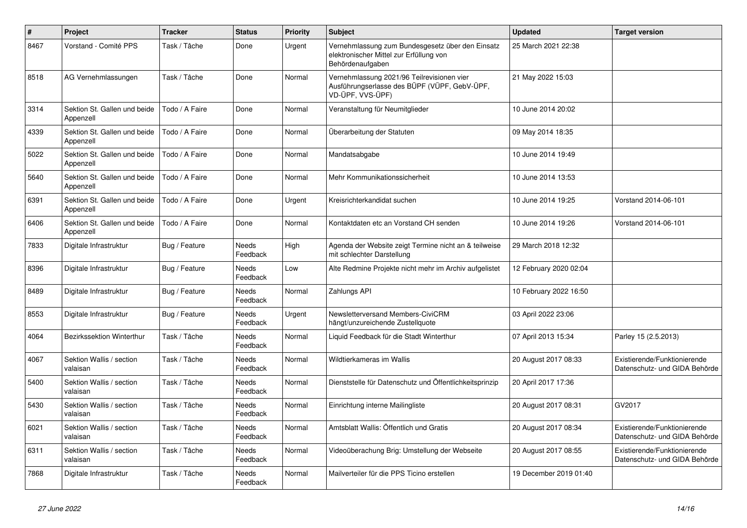| # | Project | Tracker | Status | Priority | Subject | Updated | Target version |
|---|---|---|---|---|---|---|---|
| 8467 | Vorstand - Comité PPS | Task / Tâche | Done | Urgent | Vernehmlassung zum Bundesgesetz über den Einsatz elektronischer Mittel zur Erfüllung von Behördenaufgaben | 25 March 2021 22:38 | |
| 8518 | AG Vernehmlassungen | Task / Tâche | Done | Normal | Vernehmlassung 2021/96 Teilrevisionen vier Ausführungserlasse des BÜPF (VÜPF, GebV-ÜPF, VD-ÜPF, VVS-ÜPF) | 21 May 2022 15:03 | |
| 3314 | Sektion St. Gallen und beide Appenzell | Todo / A Faire | Done | Normal | Veranstaltung für Neumitglieder | 10 June 2014 20:02 | |
| 4339 | Sektion St. Gallen und beide Appenzell | Todo / A Faire | Done | Normal | Überarbeitung der Statuten | 09 May 2014 18:35 | |
| 5022 | Sektion St. Gallen und beide Appenzell | Todo / A Faire | Done | Normal | Mandatsabgabe | 10 June 2014 19:49 | |
| 5640 | Sektion St. Gallen und beide Appenzell | Todo / A Faire | Done | Normal | Mehr Kommunikationssicherheit | 10 June 2014 13:53 | |
| 6391 | Sektion St. Gallen und beide Appenzell | Todo / A Faire | Done | Urgent | Kreisrichterkandidat suchen | 10 June 2014 19:25 | Vorstand 2014-06-101 |
| 6406 | Sektion St. Gallen und beide Appenzell | Todo / A Faire | Done | Normal | Kontaktdaten etc an Vorstand CH senden | 10 June 2014 19:26 | Vorstand 2014-06-101 |
| 7833 | Digitale Infrastruktur | Bug / Feature | Needs Feedback | High | Agenda der Website zeigt Termine nicht an & teilweise mit schlechter Darstellung | 29 March 2018 12:32 | |
| 8396 | Digitale Infrastruktur | Bug / Feature | Needs Feedback | Low | Alte Redmine Projekte nicht mehr im Archiv aufgelistet | 12 February 2020 02:04 | |
| 8489 | Digitale Infrastruktur | Bug / Feature | Needs Feedback | Normal | Zahlungs API | 10 February 2022 16:50 | |
| 8553 | Digitale Infrastruktur | Bug / Feature | Needs Feedback | Urgent | Newsletterversand Members-CiviCRM hängt/unzureichende Zustellquote | 03 April 2022 23:06 | |
| 4064 | Bezirkssektion Winterthur | Task / Tâche | Needs Feedback | Normal | Liquid Feedback für die Stadt Winterthur | 07 April 2013 15:34 | Parley 15 (2.5.2013) |
| 4067 | Sektion Wallis / section valaisan | Task / Tâche | Needs Feedback | Normal | Wildtierkameras im Wallis | 20 August 2017 08:33 | Existierende/Funktionierende Datenschutz- und GIDA Behörde |
| 5400 | Sektion Wallis / section valaisan | Task / Tâche | Needs Feedback | Normal | Dienststelle für Datenschutz und Öffentlichkeitsprinzip | 20 April 2017 17:36 | |
| 5430 | Sektion Wallis / section valaisan | Task / Tâche | Needs Feedback | Normal | Einrichtung interne Mailingliste | 20 August 2017 08:31 | GV2017 |
| 6021 | Sektion Wallis / section valaisan | Task / Tâche | Needs Feedback | Normal | Amtsblatt Wallis: Öffentlich und Gratis | 20 August 2017 08:34 | Existierende/Funktionierende Datenschutz- und GIDA Behörde |
| 6311 | Sektion Wallis / section valaisan | Task / Tâche | Needs Feedback | Normal | Videoüberachung Brig: Umstellung der Webseite | 20 August 2017 08:55 | Existierende/Funktionierende Datenschutz- und GIDA Behörde |
| 7868 | Digitale Infrastruktur | Task / Tâche | Needs Feedback | Normal | Mailverteiler für die PPS Ticino erstellen | 19 December 2019 01:40 | |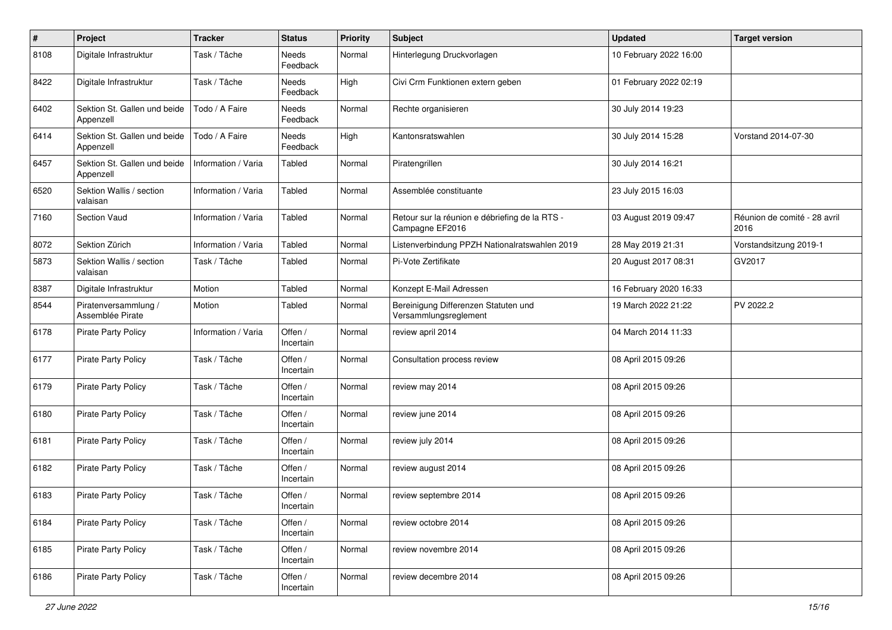| # | Project | Tracker | Status | Priority | Subject | Updated | Target version |
|---|---|---|---|---|---|---|---|
| 8108 | Digitale Infrastruktur | Task / Tâche | Needs Feedback | Normal | Hinterlegung Druckvorlagen | 10 February 2022 16:00 | |
| 8422 | Digitale Infrastruktur | Task / Tâche | Needs Feedback | High | Civi Crm Funktionen extern geben | 01 February 2022 02:19 | |
| 6402 | Sektion St. Gallen und beide Appenzell | Todo / A Faire | Needs Feedback | Normal | Rechte organisieren | 30 July 2014 19:23 | |
| 6414 | Sektion St. Gallen und beide Appenzell | Todo / A Faire | Needs Feedback | High | Kantonsratswahlen | 30 July 2014 15:28 | Vorstand 2014-07-30 |
| 6457 | Sektion St. Gallen und beide Appenzell | Information / Varia | Tabled | Normal | Piratengrillen | 30 July 2014 16:21 | |
| 6520 | Sektion Wallis / section valaisan | Information / Varia | Tabled | Normal | Assemblée constituante | 23 July 2015 16:03 | |
| 7160 | Section Vaud | Information / Varia | Tabled | Normal | Retour sur la réunion e débriefing de la RTS - Campagne EF2016 | 03 August 2019 09:47 | Réunion de comité - 28 avril 2016 |
| 8072 | Sektion Zürich | Information / Varia | Tabled | Normal | Listenverbindung PPZH Nationalratswahlen 2019 | 28 May 2019 21:31 | Vorstandsitzung 2019-1 |
| 5873 | Sektion Wallis / section valaisan | Task / Tâche | Tabled | Normal | Pi-Vote Zertifikate | 20 August 2017 08:31 | GV2017 |
| 8387 | Digitale Infrastruktur | Motion | Tabled | Normal | Konzept E-Mail Adressen | 16 February 2020 16:33 | |
| 8544 | Piratenversammlung / Assemblée Pirate | Motion | Tabled | Normal | Bereinigung Differenzen Statuten und Versammlungsreglement | 19 March 2022 21:22 | PV 2022.2 |
| 6178 | Pirate Party Policy | Information / Varia | Offen / Incertain | Normal | review april 2014 | 04 March 2014 11:33 | |
| 6177 | Pirate Party Policy | Task / Tâche | Offen / Incertain | Normal | Consultation process review | 08 April 2015 09:26 | |
| 6179 | Pirate Party Policy | Task / Tâche | Offen / Incertain | Normal | review may 2014 | 08 April 2015 09:26 | |
| 6180 | Pirate Party Policy | Task / Tâche | Offen / Incertain | Normal | review june 2014 | 08 April 2015 09:26 | |
| 6181 | Pirate Party Policy | Task / Tâche | Offen / Incertain | Normal | review july 2014 | 08 April 2015 09:26 | |
| 6182 | Pirate Party Policy | Task / Tâche | Offen / Incertain | Normal | review august 2014 | 08 April 2015 09:26 | |
| 6183 | Pirate Party Policy | Task / Tâche | Offen / Incertain | Normal | review septembre 2014 | 08 April 2015 09:26 | |
| 6184 | Pirate Party Policy | Task / Tâche | Offen / Incertain | Normal | review octobre 2014 | 08 April 2015 09:26 | |
| 6185 | Pirate Party Policy | Task / Tâche | Offen / Incertain | Normal | review novembre 2014 | 08 April 2015 09:26 | |
| 6186 | Pirate Party Policy | Task / Tâche | Offen / Incertain | Normal | review decembre 2014 | 08 April 2015 09:26 | |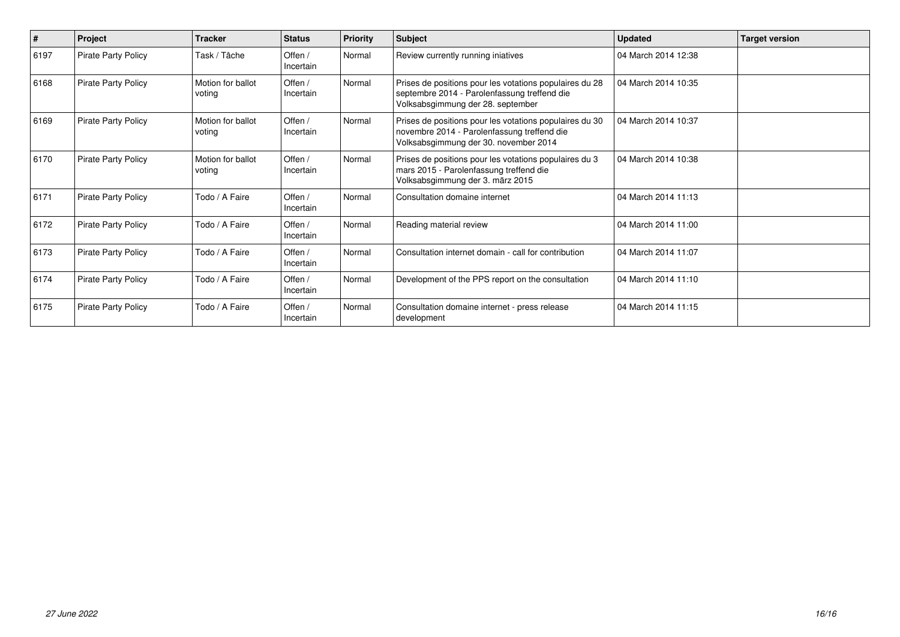| # | Project | Tracker | Status | Priority | Subject | Updated | Target version |
|---|---|---|---|---|---|---|---|
| 6197 | Pirate Party Policy | Task / Tâche | Offen / Incertain | Normal | Review currently running iniatives | 04 March 2014 12:38 | |
| 6168 | Pirate Party Policy | Motion for ballot voting | Offen / Incertain | Normal | Prises de positions pour les votations populaires du 28 septembre 2014 - Parolenfassung treffend die Volksabsgimmung der 28. september | 04 March 2014 10:35 | |
| 6169 | Pirate Party Policy | Motion for ballot voting | Offen / Incertain | Normal | Prises de positions pour les votations populaires du 30 novembre 2014 - Parolenfassung treffend die Volksabsgimmung der 30. november 2014 | 04 March 2014 10:37 | |
| 6170 | Pirate Party Policy | Motion for ballot voting | Offen / Incertain | Normal | Prises de positions pour les votations populaires du 3 mars 2015 - Parolenfassung treffend die Volksabsgimmung der 3. märz 2015 | 04 March 2014 10:38 | |
| 6171 | Pirate Party Policy | Todo / A Faire | Offen / Incertain | Normal | Consultation domaine internet | 04 March 2014 11:13 | |
| 6172 | Pirate Party Policy | Todo / A Faire | Offen / Incertain | Normal | Reading material review | 04 March 2014 11:00 | |
| 6173 | Pirate Party Policy | Todo / A Faire | Offen / Incertain | Normal | Consultation internet domain - call for contribution | 04 March 2014 11:07 | |
| 6174 | Pirate Party Policy | Todo / A Faire | Offen / Incertain | Normal | Development of the PPS report on the consultation | 04 March 2014 11:10 | |
| 6175 | Pirate Party Policy | Todo / A Faire | Offen / Incertain | Normal | Consultation domaine internet - press release development | 04 March 2014 11:15 | |